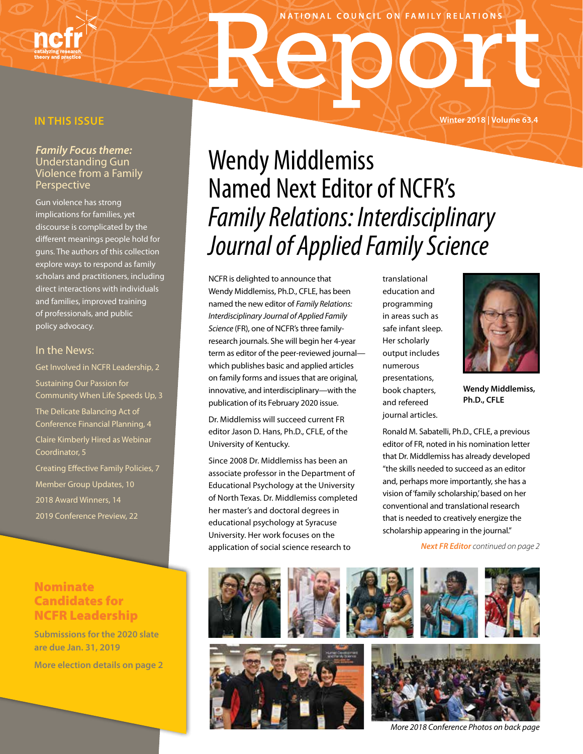# Report

NATIONAL COUNCIL ON FAMILY RELATIONS

Winter 2018 | Volume 63.4

## IN THIS ISSUE

### *Family Focus theme:* Understanding Gun Violence from a Family Perspective

Gun violence has strong implications for families, yet discourse is complicated by the different meanings people hold for guns. The authors of this collection explore ways to respond as family scholars and practitioners, including direct interactions with individuals and families, improved training of professionals, and public policy advocacy.

### In the News:

- Get Involved in NCFR Leadership, 2
- Sustaining Our Passion for Community When Life Speeds Up, 3
- The Delicate Balancing Act of Conference Financial Planning, 4
- Claire Kimberly Hired as Webinar Coordinator, 5
- Creating Effective Family Policies, 7
- Member Group Updates, 10
- 2018 Award Winners, 14
- 2019 Conference Preview, 22

### Nominate Candidates for NCFR Leadership

**Submissions for the 2020 slate are due Jan. 31, 2019**

**More election details on page 2**

# Wendy Middlemiss Named Next Editor of NCFR's *Family Relations: Interdisciplinary Journal of Applied Family Science*

NCFR is delighted to announce that Wendy Middlemiss, Ph.D., CFLE, has been named the new editor of *Family Relations: Interdisciplinary Journal of Applied Family Science* (FR), one of NCFR's three family-research journals. She will begin her 4-year term as editor of the peer-reviewed journal—which publishes basic and applied articles on family forms and issues that are original, innovative, and interdisciplinary—with the publication of its February 2020 issue.

Dr. Middlemiss will succeed current FR editor Jason D. Hans, Ph.D., CFLE, of the University of Kentucky.

Since 2008 Dr. Middlemiss has been an associate professor in the Department of Educational Psychology at the University of North Texas. Dr. Middlemiss completed her master's and doctoral degrees in educational psychology at Syracuse University. Her work focuses on the application of social science research to translational education and programming in areas such as safe infant sleep. Her scholarly output includes numerous presentations, book chapters, and refereed journal articles.

**Wendy Middlemiss, Ph.D., CFLE**

Ronald M. Sabatelli, Ph.D., CFLE, a previous editor of FR, noted in his nomination letter that Dr. Middlemiss has already developed "the skills needed to succeed as an editor and, perhaps more importantly, she has a vision of 'family scholarship,' based on her conventional and translational research that is needed to creatively energize the scholarship appearing in the journal."

***Next FR Editor*** *continued on page 2*

*More 2018 Conference Photos on back page*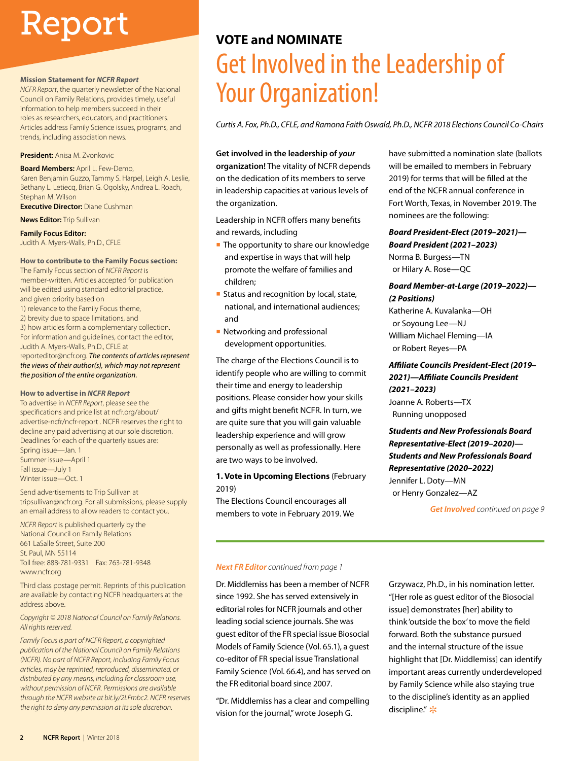# Report

**Mission Statement for *NCFR Report***
*NCFR Report*, the quarterly newsletter of the National Council on Family Relations, provides timely, useful information to help members succeed in their roles as researchers, educators, and practitioners. Articles address Family Science issues, programs, and trends, including association news.

**President:** Anisa M. Zvonkovic

**Board Members:** April L. Few-Demo, Karen Benjamin Guzzo, Tammy S. Harpel, Leigh A. Leslie, Bethany L. Letiecq, Brian G. Ogolsky, Andrea L. Roach, Stephan M. Wilson

**Executive Director:** Diane Cushman

**News Editor:** Trip Sullivan

**Family Focus Editor:**
Judith A. Myers-Walls, Ph.D., CFLE

**How to contribute to the Family Focus section:**
The Family Focus section of *NCFR Report* is member-written. Articles accepted for publication will be edited using standard editorial practice, and given priority based on
1) relevance to the Family Focus theme,
2) brevity due to space limitations, and
3) how articles form a complementary collection.
For information and guidelines, contact the editor, Judith A. Myers-Walls, Ph.D., CFLE at reporteditor@ncfr.org. ***The contents of articles represent the views of their author(s), which may not represent the position of the entire organization.***

**How to advertise in *NCFR Report***
To advertise in *NCFR Report*, please see the specifications and price list at ncfr.org/about/advertise-ncfr/ncfr-report . NCFR reserves the right to decline any paid advertising at our sole discretion. Deadlines for each of the quarterly issues are:
Spring issue—Jan. 1
Summer issue—April 1
Fall issue—July 1
Winter issue—Oct. 1

Send advertisements to Trip Sullivan at tripsullivan@ncfr.org. For all submissions, please supply an email address to allow readers to contact you.

*NCFR Report* is published quarterly by the National Council on Family Relations
661 LaSalle Street, Suite 200
St. Paul, MN 55114
Toll free: 888-781-9331 Fax: 763-781-9348
www.ncfr.org

Third class postage permit. Reprints of this publication are available by contacting NCFR headquarters at the address above.

*Copyright © 2018 National Council on Family Relations. All rights reserved.*

*Family Focus is part of NCFR Report, a copyrighted publication of the National Council on Family Relations (NCFR). No part of NCFR Report, including Family Focus articles, may be reprinted, reproduced, disseminated, or distributed by any means, including for classroom use, without permission of NCFR. Permissions are available through the NCFR website at bit.ly/2LFmbc2. NCFR reserves the right to deny any permission at its sole discretion.*

**VOTE and NOMINATE**

# Get Involved in the Leadership of Your Organization!

*Curtis A. Fox, Ph.D., CFLE, and Ramona Faith Oswald, Ph.D., NCFR 2018 Elections Council Co-Chairs*

**Get involved in the leadership of *your* organization!** The vitality of NCFR depends on the dedication of its members to serve in leadership capacities at various levels of the organization.

Leadership in NCFR offers many benefits and rewards, including

- The opportunity to share our knowledge and expertise in ways that will help promote the welfare of families and children;
- Status and recognition by local, state, national, and international audiences; and
- Networking and professional development opportunities.

The charge of the Elections Council is to identify people who are willing to commit their time and energy to leadership positions. Please consider how your skills and gifts might benefit NCFR. In turn, we are quite sure that you will gain valuable leadership experience and will grow personally as well as professionally. Here are two ways to be involved.

**1. Vote in Upcoming Elections** (February 2019)
The Elections Council encourages all members to vote in February 2019. We have submitted a nomination slate (ballots will be emailed to members in February 2019) for terms that will be filled at the end of the NCFR annual conference in Fort Worth, Texas, in November 2019. The nominees are the following:

***Board President-Elect (2019–2021)—Board President (2021–2023)***
Norma B. Burgess—TN
or Hilary A. Rose—QC

***Board Member-at-Large (2019–2022)—(2 Positions)***
Katherine A. Kuvalanka—OH
or Soyoung Lee—NJ
William Michael Fleming—IA
or Robert Reyes—PA

***Affiliate Councils President-Elect (2019–2021)—Affiliate Councils President (2021–2023)***
Joanne A. Roberts—TX
Running unopposed

***Students and New Professionals Board Representative-Elect (2019–2020)—Students and New Professionals Board Representative (2020–2022)***
Jennifer L. Doty—MN
or Henry Gonzalez—AZ

***Get Involved** continued on page 9*

---

***Next FR Editor** continued from page 1*

Dr. Middlemiss has been a member of NCFR since 1992. She has served extensively in editorial roles for NCFR journals and other leading social science journals. She was guest editor of the FR special issue Biosocial Models of Family Science (Vol. 65.1), a guest co-editor of FR special issue Translational Family Science (Vol. 66.4), and has served on the FR editorial board since 2007.

"Dr. Middlemiss has a clear and compelling vision for the journal," wrote Joseph G. Grzywacz, Ph.D., in his nomination letter. "[Her role as guest editor of the Biosocial issue] demonstrates [her] ability to think 'outside the box' to move the field forward. Both the substance pursued and the internal structure of the issue highlight that [Dr. Middlemiss] can identify important areas currently underdeveloped by Family Science while also staying true to the discipline's identity as an applied discipline."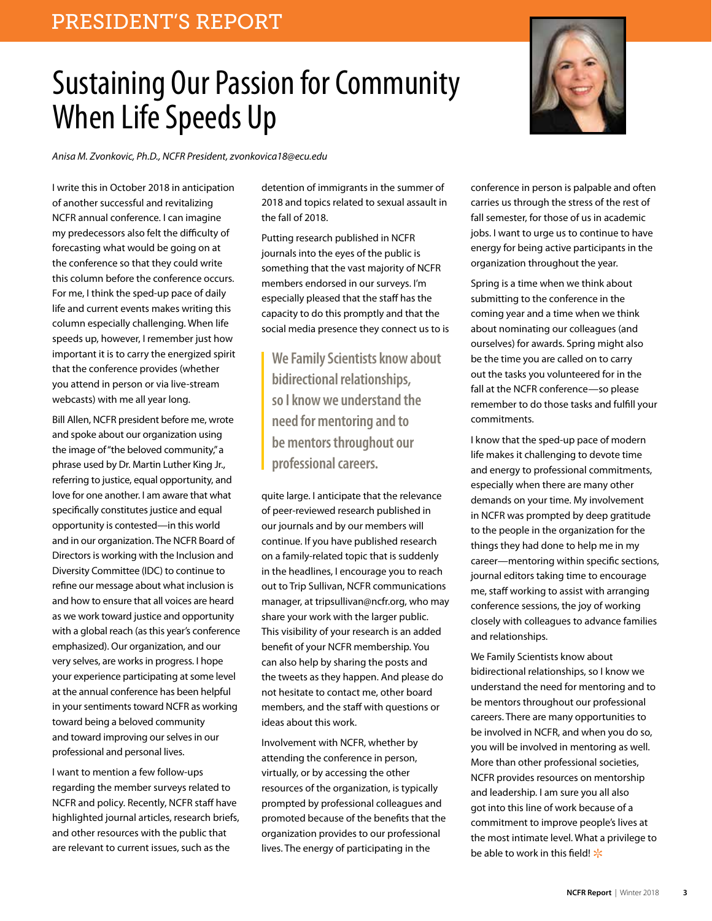PRESIDENT'S REPORT

# Sustaining Our Passion for Community When Life Speeds Up

*Anisa M. Zvonkovic, Ph.D., NCFR President, zvonkovica18@ecu.edu*

I write this in October 2018 in anticipation of another successful and revitalizing NCFR annual conference. I can imagine my predecessors also felt the difficulty of forecasting what would be going on at the conference so that they could write this column before the conference occurs. For me, I think the sped-up pace of daily life and current events makes writing this column especially challenging. When life speeds up, however, I remember just how important it is to carry the energized spirit that the conference provides (whether you attend in person or via live-stream webcasts) with me all year long.

Bill Allen, NCFR president before me, wrote and spoke about our organization using the image of "the beloved community," a phrase used by Dr. Martin Luther King Jr., referring to justice, equal opportunity, and love for one another. I am aware that what specifically constitutes justice and equal opportunity is contested—in this world and in our organization. The NCFR Board of Directors is working with the Inclusion and Diversity Committee (IDC) to continue to refine our message about what inclusion is and how to ensure that all voices are heard as we work toward justice and opportunity with a global reach (as this year's conference emphasized). Our organization, and our very selves, are works in progress. I hope your experience participating at some level at the annual conference has been helpful in your sentiments toward NCFR as working toward being a beloved community and toward improving our selves in our professional and personal lives.

I want to mention a few follow-ups regarding the member surveys related to NCFR and policy. Recently, NCFR staff have highlighted journal articles, research briefs, and other resources with the public that are relevant to current issues, such as the detention of immigrants in the summer of 2018 and topics related to sexual assault in the fall of 2018.

Putting research published in NCFR journals into the eyes of the public is something that the vast majority of NCFR members endorsed in our surveys. I'm especially pleased that the staff has the capacity to do this promptly and that the social media presence they connect us to is quite large. I anticipate that the relevance of peer-reviewed research published in our journals and by our members will continue. If you have published research on a family-related topic that is suddenly in the headlines, I encourage you to reach out to Trip Sullivan, NCFR communications manager, at tripsullivan@ncfr.org, who may share your work with the larger public. This visibility of your research is an added benefit of your NCFR membership. You can also help by sharing the posts and the tweets as they happen. And please do not hesitate to contact me, other board members, and the staff with questions or ideas about this work.

> **We Family Scientists know about bidirectional relationships, so I know we understand the need for mentoring and to be mentors throughout our professional careers.**

Involvement with NCFR, whether by attending the conference in person, virtually, or by accessing the other resources of the organization, is typically prompted by professional colleagues and promoted because of the benefits that the organization provides to our professional lives. The energy of participating in the conference in person is palpable and often carries us through the stress of the rest of fall semester, for those of us in academic jobs. I want to urge us to continue to have energy for being active participants in the organization throughout the year.

Spring is a time when we think about submitting to the conference in the coming year and a time when we think about nominating our colleagues (and ourselves) for awards. Spring might also be the time you are called on to carry out the tasks you volunteered for in the fall at the NCFR conference—so please remember to do those tasks and fulfill your commitments.

I know that the sped-up pace of modern life makes it challenging to devote time and energy to professional commitments, especially when there are many other demands on your time. My involvement in NCFR was prompted by deep gratitude to the people in the organization for the things they had done to help me in my career—mentoring within specific sections, journal editors taking time to encourage me, staff working to assist with arranging conference sessions, the joy of working closely with colleagues to advance families and relationships.

We Family Scientists know about bidirectional relationships, so I know we understand the need for mentoring and to be mentors throughout our professional careers. There are many opportunities to be involved in NCFR, and when you do so, you will be involved in mentoring as well. More than other professional societies, NCFR provides resources on mentorship and leadership. I am sure you all also got into this line of work because of a commitment to improve people's lives at the most intimate level. What a privilege to be able to work in this field!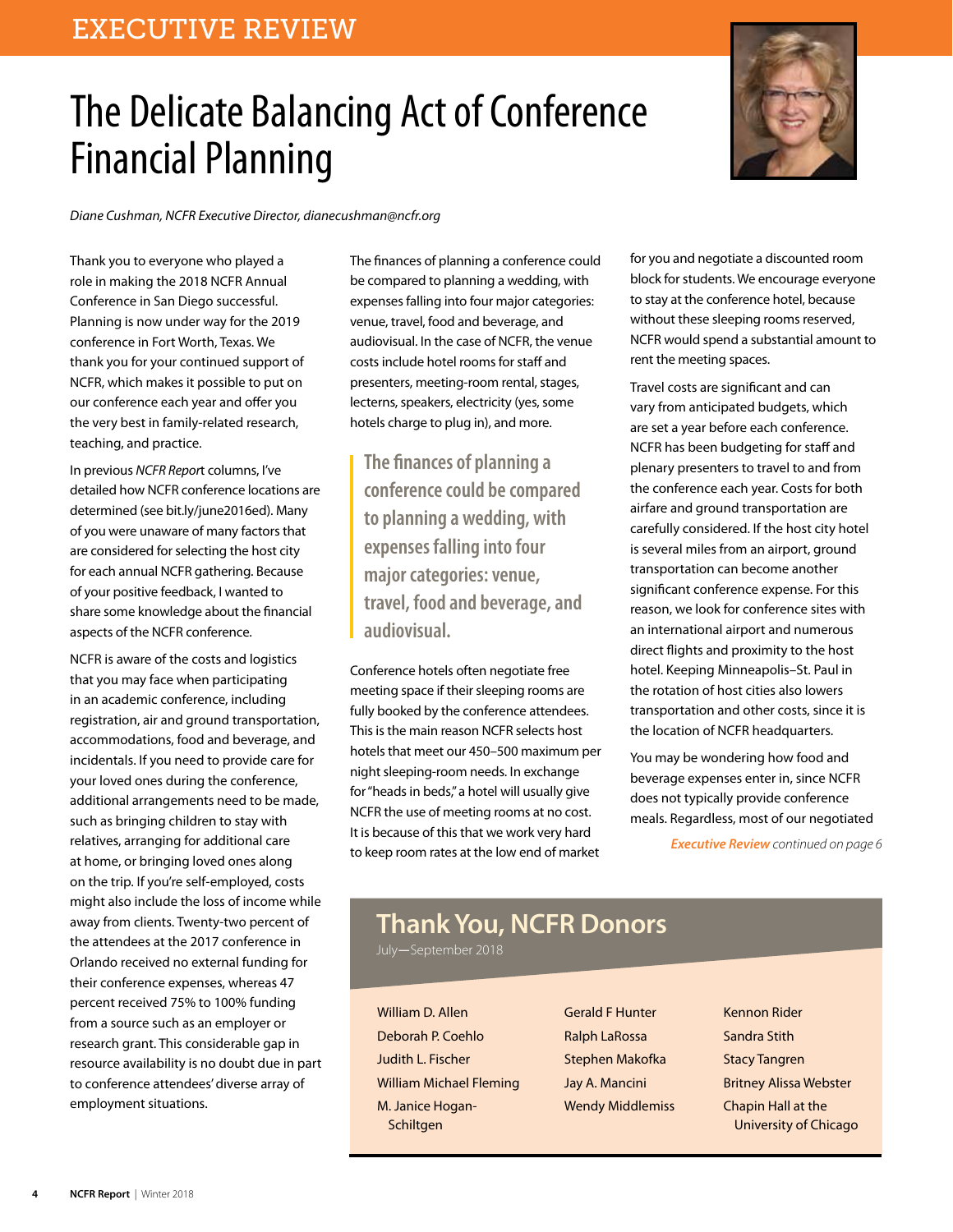EXECUTIVE REVIEW

# The Delicate Balancing Act of Conference Financial Planning

*Diane Cushman, NCFR Executive Director, dianecushman@ncfr.org*

Thank you to everyone who played a role in making the 2018 NCFR Annual Conference in San Diego successful. Planning is now under way for the 2019 conference in Fort Worth, Texas. We thank you for your continued support of NCFR, which makes it possible to put on our conference each year and offer you the very best in family-related research, teaching, and practice.

In previous *NCFR Report* columns, I've detailed how NCFR conference locations are determined (see bit.ly/june2016ed). Many of you were unaware of many factors that are considered for selecting the host city for each annual NCFR gathering. Because of your positive feedback, I wanted to share some knowledge about the financial aspects of the NCFR conference.

NCFR is aware of the costs and logistics that you may face when participating in an academic conference, including registration, air and ground transportation, accommodations, food and beverage, and incidentals. If you need to provide care for your loved ones during the conference, additional arrangements need to be made, such as bringing children to stay with relatives, arranging for additional care at home, or bringing loved ones along on the trip. If you're self-employed, costs might also include the loss of income while away from clients. Twenty-two percent of the attendees at the 2017 conference in Orlando received no external funding for their conference expenses, whereas 47 percent received 75% to 100% funding from a source such as an employer or research grant. This considerable gap in resource availability is no doubt due in part to conference attendees' diverse array of employment situations.

The finances of planning a conference could be compared to planning a wedding, with expenses falling into four major categories: venue, travel, food and beverage, and audiovisual. In the case of NCFR, the venue costs include hotel rooms for staff and presenters, meeting-room rental, stages, lecterns, speakers, electricity (yes, some hotels charge to plug in), and more.

> **The finances of planning a conference could be compared to planning a wedding, with expenses falling into four major categories: venue, travel, food and beverage, and audiovisual.**

Conference hotels often negotiate free meeting space if their sleeping rooms are fully booked by the conference attendees. This is the main reason NCFR selects host hotels that meet our 450–500 maximum per night sleeping-room needs. In exchange for "heads in beds," a hotel will usually give NCFR the use of meeting rooms at no cost. It is because of this that we work very hard to keep room rates at the low end of market for you and negotiate a discounted room block for students. We encourage everyone to stay at the conference hotel, because without these sleeping rooms reserved, NCFR would spend a substantial amount to rent the meeting spaces.

Travel costs are significant and can vary from anticipated budgets, which are set a year before each conference. NCFR has been budgeting for staff and plenary presenters to travel to and from the conference each year. Costs for both airfare and ground transportation are carefully considered. If the host city hotel is several miles from an airport, ground transportation can become another significant conference expense. For this reason, we look for conference sites with an international airport and numerous direct flights and proximity to the host hotel. Keeping Minneapolis–St. Paul in the rotation of host cities also lowers transportation and other costs, since it is the location of NCFR headquarters.

You may be wondering how food and beverage expenses enter in, since NCFR does not typically provide conference meals. Regardless, most of our negotiated

***Executive Review*** *continued on page 6*

## Thank You, NCFR Donors

July—September 2018

- William D. Allen
- Deborah P. Coehlo
- Judith L. Fischer
- William Michael Fleming
- M. Janice Hogan-Schiltgen
- Gerald F Hunter
- Ralph LaRossa
- Stephen Makofka
- Jay A. Mancini
- Wendy Middlemiss
- Kennon Rider
- Sandra Stith
- Stacy Tangren
- Britney Alissa Webster
- Chapin Hall at the University of Chicago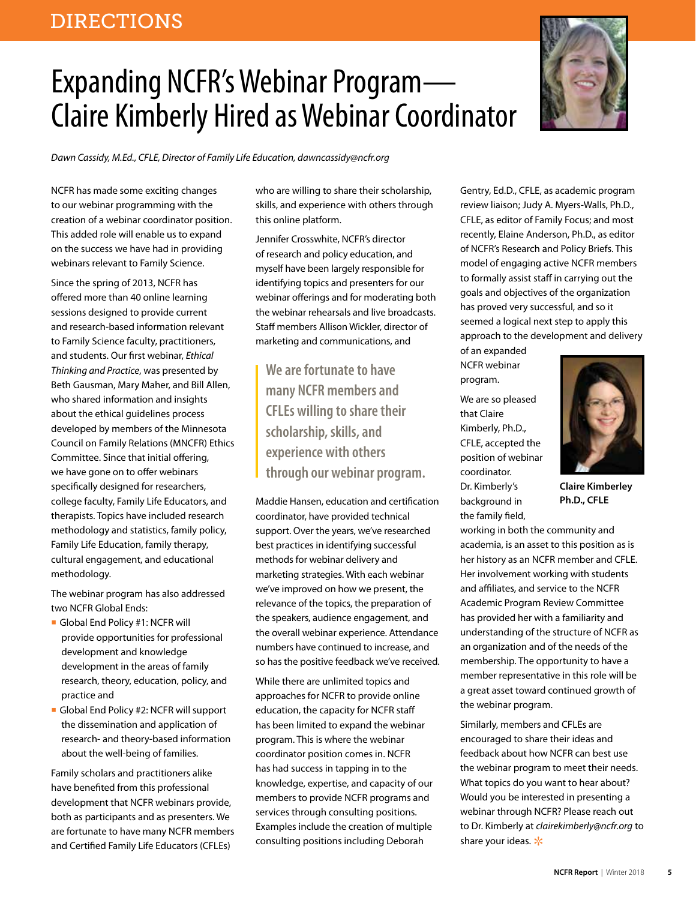DIRECTIONS

# Expanding NCFR's Webinar Program—Claire Kimberly Hired as Webinar Coordinator

*Dawn Cassidy, M.Ed., CFLE, Director of Family Life Education, dawncassidy@ncfr.org*

NCFR has made some exciting changes to our webinar programming with the creation of a webinar coordinator position. This added role will enable us to expand on the success we have had in providing webinars relevant to Family Science.

Since the spring of 2013, NCFR has offered more than 40 online learning sessions designed to provide current and research-based information relevant to Family Science faculty, practitioners, and students. Our first webinar, *Ethical Thinking and Practice*, was presented by Beth Gausman, Mary Maher, and Bill Allen, who shared information and insights about the ethical guidelines process developed by members of the Minnesota Council on Family Relations (MNCFR) Ethics Committee. Since that initial offering, we have gone on to offer webinars specifically designed for researchers, college faculty, Family Life Educators, and therapists. Topics have included research methodology and statistics, family policy, Family Life Education, family therapy, cultural engagement, and educational methodology.

The webinar program has also addressed two NCFR Global Ends:

- Global End Policy #1: NCFR will provide opportunities for professional development and knowledge development in the areas of family research, theory, education, policy, and practice and
- Global End Policy #2: NCFR will support the dissemination and application of research- and theory-based information about the well-being of families.

Family scholars and practitioners alike have benefited from this professional development that NCFR webinars provide, both as participants and as presenters. We are fortunate to have many NCFR members and Certified Family Life Educators (CFLEs) who are willing to share their scholarship, skills, and experience with others through this online platform.

Jennifer Crosswhite, NCFR's director of research and policy education, and myself have been largely responsible for identifying topics and presenters for our webinar offerings and for moderating both the webinar rehearsals and live broadcasts. Staff members Allison Wickler, director of marketing and communications, and Maddie Hansen, education and certification coordinator, have provided technical support. Over the years, we've researched best practices in identifying successful methods for webinar delivery and marketing strategies. With each webinar we've improved on how we present, the relevance of the topics, the preparation of the speakers, audience engagement, and the overall webinar experience. Attendance numbers have continued to increase, and so has the positive feedback we've received.

> **We are fortunate to have many NCFR members and CFLEs willing to share their scholarship, skills, and experience with others through our webinar program.**

While there are unlimited topics and approaches for NCFR to provide online education, the capacity for NCFR staff has been limited to expand the webinar program. This is where the webinar coordinator position comes in. NCFR has had success in tapping in to the knowledge, expertise, and capacity of our members to provide NCFR programs and services through consulting positions. Examples include the creation of multiple consulting positions including Deborah Gentry, Ed.D., CFLE, as academic program review liaison; Judy A. Myers-Walls, Ph.D., CFLE, as editor of Family Focus; and most recently, Elaine Anderson, Ph.D., as editor of NCFR's Research and Policy Briefs. This model of engaging active NCFR members to formally assist staff in carrying out the goals and objectives of the organization has proved very successful, and so it seemed a logical next step to apply this approach to the development and delivery of an expanded NCFR webinar program.

We are so pleased that Claire Kimberly, Ph.D., CFLE, accepted the position of webinar coordinator. Dr. Kimberly's background in the family field, working in both the community and academia, is an asset to this position as is her history as an NCFR member and CFLE. Her involvement working with students and affiliates, and service to the NCFR Academic Program Review Committee has provided her with a familiarity and understanding of the structure of NCFR as an organization and of the needs of the membership. The opportunity to have a member representative in this role will be a great asset toward continued growth of the webinar program.

**Claire Kimberley Ph.D., CFLE**

Similarly, members and CFLEs are encouraged to share their ideas and feedback about how NCFR can best use the webinar program to meet their needs. What topics do you want to hear about? Would you be interested in presenting a webinar through NCFR? Please reach out to Dr. Kimberly at *clairekimberly@ncfr.org* to share your ideas.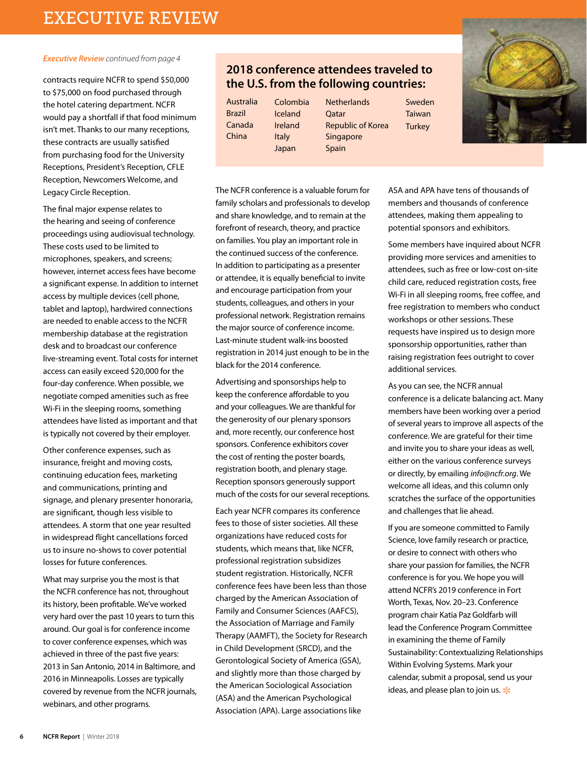*Executive Review continued from page 4*

contracts require NCFR to spend $50,000 to $75,000 on food purchased through the hotel catering department. NCFR would pay a shortfall if that food minimum isn't met. Thanks to our many receptions, these contracts are usually satisfied from purchasing food for the University Receptions, President's Reception, CFLE Reception, Newcomers Welcome, and Legacy Circle Reception.

The final major expense relates to the hearing and seeing of conference proceedings using audiovisual technology. These costs used to be limited to microphones, speakers, and screens; however, internet access fees have become a significant expense. In addition to internet access by multiple devices (cell phone, tablet and laptop), hardwired connections are needed to enable access to the NCFR membership database at the registration desk and to broadcast our conference live-streaming event. Total costs for internet access can easily exceed $20,000 for the four-day conference. When possible, we negotiate comped amenities such as free Wi-Fi in the sleeping rooms, something attendees have listed as important and that is typically not covered by their employer.

Other conference expenses, such as insurance, freight and moving costs, continuing education fees, marketing and communications, printing and signage, and plenary presenter honoraria, are significant, though less visible to attendees. A storm that one year resulted in widespread flight cancellations forced us to insure no-shows to cover potential losses for future conferences.

What may surprise you the most is that the NCFR conference has not, throughout its history, been profitable. We've worked very hard over the past 10 years to turn this around. Our goal is for conference income to cover conference expenses, which was achieved in three of the past five years: 2013 in San Antonio, 2014 in Baltimore, and 2016 in Minneapolis. Losses are typically covered by revenue from the NCFR journals, webinars, and other programs.

## 2018 conference attendees traveled to the U.S. from the following countries:

| | | | |
|---|---|---|---|
| Australia | Colombia | Netherlands | Sweden |
| Brazil | Iceland | Qatar | Taiwan |
| Canada | Ireland | Republic of Korea | Turkey |
| China | Italy | Singapore | |
| | Japan | Spain | |

The NCFR conference is a valuable forum for family scholars and professionals to develop and share knowledge, and to remain at the forefront of research, theory, and practice on families. You play an important role in the continued success of the conference. In addition to participating as a presenter or attendee, it is equally beneficial to invite and encourage participation from your students, colleagues, and others in your professional network. Registration remains the major source of conference income. Last-minute student walk-ins boosted registration in 2014 just enough to be in the black for the 2014 conference.

Advertising and sponsorships help to keep the conference affordable to you and your colleagues. We are thankful for the generosity of our plenary sponsors and, more recently, our conference host sponsors. Conference exhibitors cover the cost of renting the poster boards, registration booth, and plenary stage. Reception sponsors generously support much of the costs for our several receptions.

Each year NCFR compares its conference fees to those of sister societies. All these organizations have reduced costs for students, which means that, like NCFR, professional registration subsidizes student registration. Historically, NCFR conference fees have been less than those charged by the American Association of Family and Consumer Sciences (AAFCS), the Association of Marriage and Family Therapy (AAMFT), the Society for Research in Child Development (SRCD), and the Gerontological Society of America (GSA), and slightly more than those charged by the American Sociological Association (ASA) and the American Psychological Association (APA). Large associations like ASA and APA have tens of thousands of members and thousands of conference attendees, making them appealing to potential sponsors and exhibitors.

Some members have inquired about NCFR providing more services and amenities to attendees, such as free or low-cost on-site child care, reduced registration costs, free Wi-Fi in all sleeping rooms, free coffee, and free registration to members who conduct workshops or other sessions. These requests have inspired us to design more sponsorship opportunities, rather than raising registration fees outright to cover additional services.

As you can see, the NCFR annual conference is a delicate balancing act. Many members have been working over a period of several years to improve all aspects of the conference. We are grateful for their time and invite you to share your ideas as well, either on the various conference surveys or directly, by emailing *info@ncfr.org*. We welcome all ideas, and this column only scratches the surface of the opportunities and challenges that lie ahead.

If you are someone committed to Family Science, love family research or practice, or desire to connect with others who share your passion for families, the NCFR conference is for you. We hope you will attend NCFR's 2019 conference in Fort Worth, Texas, Nov. 20–23. Conference program chair Katia Paz Goldfarb will lead the Conference Program Committee in examining the theme of Family Sustainability: Contextualizing Relationships Within Evolving Systems. Mark your calendar, submit a proposal, send us your ideas, and please plan to join us.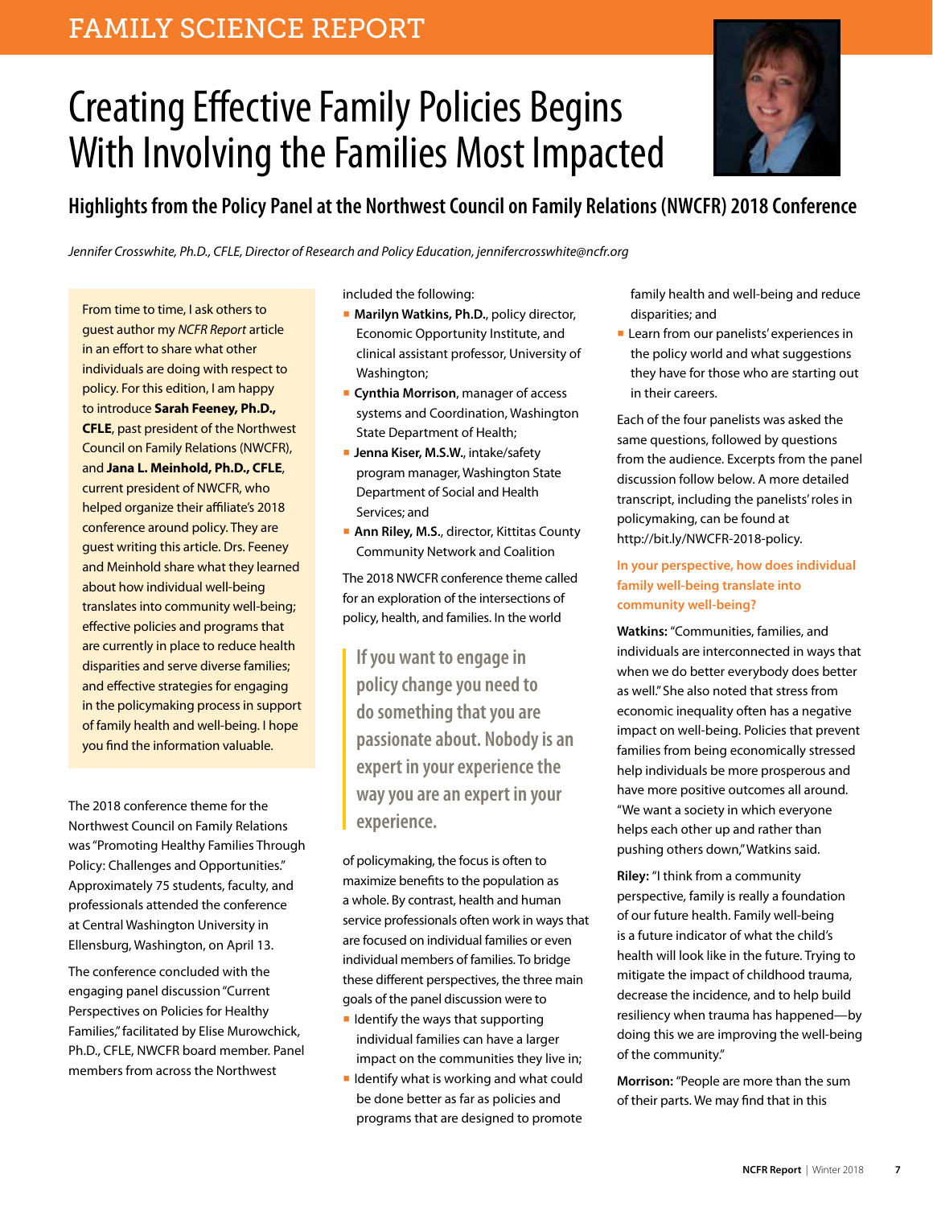FAMILY SCIENCE REPORT

# Creating Effective Family Policies Begins With Involving the Families Most Impacted

## Highlights from the Policy Panel at the Northwest Council on Family Relations (NWCFR) 2018 Conference

*Jennifer Crosswhite, Ph.D., CFLE, Director of Research and Policy Education, jennifercrosswhite@ncfr.org*

From time to time, I ask others to guest author my *NCFR Report* article in an effort to share what other individuals are doing with respect to policy. For this edition, I am happy to introduce **Sarah Feeney, Ph.D., CFLE**, past president of the Northwest Council on Family Relations (NWCFR), and **Jana L. Meinhold, Ph.D., CFLE**, current president of NWCFR, who helped organize their affiliate's 2018 conference around policy. They are guest writing this article. Drs. Feeney and Meinhold share what they learned about how individual well-being translates into community well-being; effective policies and programs that are currently in place to reduce health disparities and serve diverse families; and effective strategies for engaging in the policymaking process in support of family health and well-being. I hope you find the information valuable.

The 2018 conference theme for the Northwest Council on Family Relations was "Promoting Healthy Families Through Policy: Challenges and Opportunities." Approximately 75 students, faculty, and professionals attended the conference at Central Washington University in Ellensburg, Washington, on April 13.

The conference concluded with the engaging panel discussion "Current Perspectives on Policies for Healthy Families," facilitated by Elise Murowchick, Ph.D., CFLE, NWCFR board member. Panel members from across the Northwest included the following:

- **Marilyn Watkins, Ph.D.**, policy director, Economic Opportunity Institute, and clinical assistant professor, University of Washington;
- **Cynthia Morrison**, manager of access systems and Coordination, Washington State Department of Health;
- **Jenna Kiser, M.S.W.**, intake/safety program manager, Washington State Department of Social and Health Services; and
- **Ann Riley, M.S.**, director, Kittitas County Community Network and Coalition

The 2018 NWCFR conference theme called for an exploration of the intersections of policy, health, and families. In the world of policymaking, the focus is often to maximize benefits to the population as a whole. By contrast, health and human service professionals often work in ways that are focused on individual families or even individual members of families. To bridge these different perspectives, the three main goals of the panel discussion were to

- Identify the ways that supporting individual families can have a larger impact on the communities they live in;
- Identify what is working and what could be done better as far as policies and programs that are designed to promote family health and well-being and reduce disparities; and
- Learn from our panelists' experiences in the policy world and what suggestions they have for those who are starting out in their careers.

> If you want to engage in policy change you need to do something that you are passionate about. Nobody is an expert in your experience the way you are an expert in your experience.

Each of the four panelists was asked the same questions, followed by questions from the audience. Excerpts from the panel discussion follow below. A more detailed transcript, including the panelists' roles in policymaking, can be found at http://bit.ly/NWCFR-2018-policy.

### In your perspective, how does individual family well-being translate into community well-being?

**Watkins:** "Communities, families, and individuals are interconnected in ways that when we do better everybody does better as well." She also noted that stress from economic inequality often has a negative impact on well-being. Policies that prevent families from being economically stressed help individuals be more prosperous and have more positive outcomes all around. "We want a society in which everyone helps each other up and rather than pushing others down," Watkins said.

**Riley:** "I think from a community perspective, family is really a foundation of our future health. Family well-being is a future indicator of what the child's health will look like in the future. Trying to mitigate the impact of childhood trauma, decrease the incidence, and to help build resiliency when trauma has happened—by doing this we are improving the well-being of the community."

**Morrison:** "People are more than the sum of their parts. We may find that in this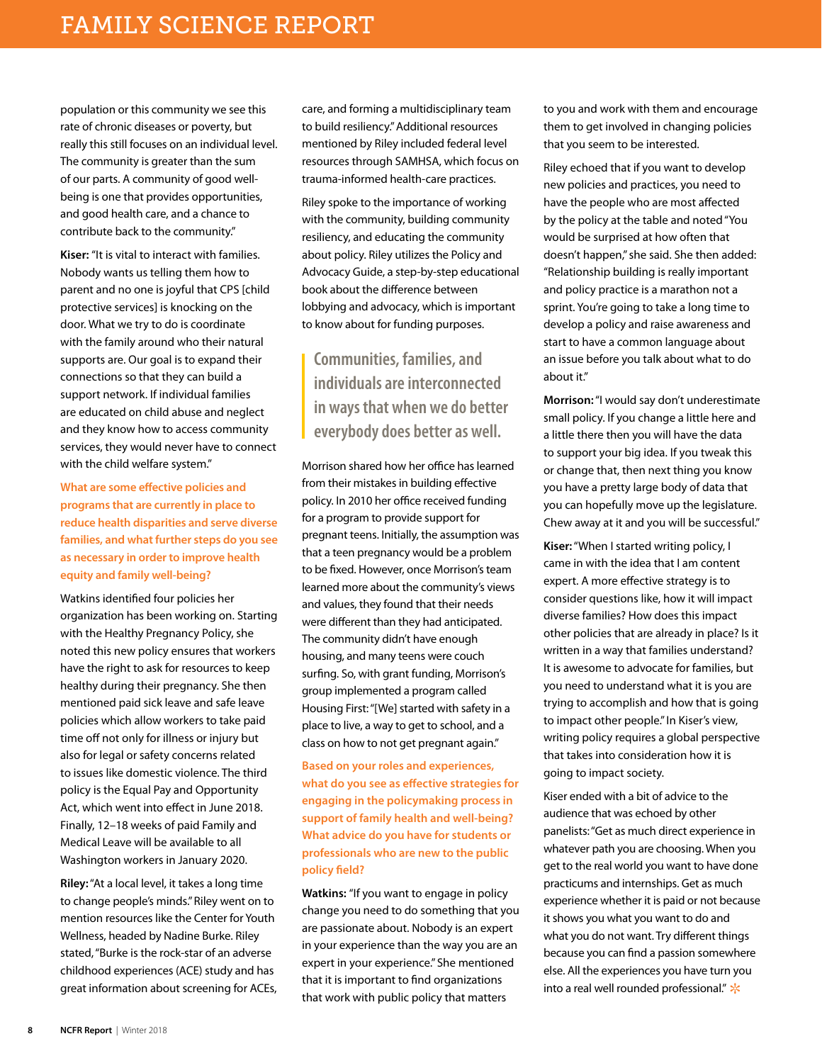population or this community we see this rate of chronic diseases or poverty, but really this still focuses on an individual level. The community is greater than the sum of our parts. A community of good well-being is one that provides opportunities, and good health care, and a chance to contribute back to the community."

**Kiser:** "It is vital to interact with families. Nobody wants us telling them how to parent and no one is joyful that CPS [child protective services] is knocking on the door. What we try to do is coordinate with the family around who their natural supports are. Our goal is to expand their connections so that they can build a support network. If individual families are educated on child abuse and neglect and they know how to access community services, they would never have to connect with the child welfare system."

**What are some effective policies and programs that are currently in place to reduce health disparities and serve diverse families, and what further steps do you see as necessary in order to improve health equity and family well-being?**

Watkins identified four policies her organization has been working on. Starting with the Healthy Pregnancy Policy, she noted this new policy ensures that workers have the right to ask for resources to keep healthy during their pregnancy. She then mentioned paid sick leave and safe leave policies which allow workers to take paid time off not only for illness or injury but also for legal or safety concerns related to issues like domestic violence. The third policy is the Equal Pay and Opportunity Act, which went into effect in June 2018. Finally, 12–18 weeks of paid Family and Medical Leave will be available to all Washington workers in January 2020.

**Riley:** "At a local level, it takes a long time to change people's minds." Riley went on to mention resources like the Center for Youth Wellness, headed by Nadine Burke. Riley stated, "Burke is the rock-star of an adverse childhood experiences (ACE) study and has great information about screening for ACEs, care, and forming a multidisciplinary team to build resiliency." Additional resources mentioned by Riley included federal level resources through SAMHSA, which focus on trauma-informed health-care practices.

Riley spoke to the importance of working with the community, building community resiliency, and educating the community about policy. Riley utilizes the Policy and Advocacy Guide, a step-by-step educational book about the difference between lobbying and advocacy, which is important to know about for funding purposes.

> Communities, families, and individuals are interconnected in ways that when we do better everybody does better as well.

Morrison shared how her office has learned from their mistakes in building effective policy. In 2010 her office received funding for a program to provide support for pregnant teens. Initially, the assumption was that a teen pregnancy would be a problem to be fixed. However, once Morrison's team learned more about the community's views and values, they found that their needs were different than they had anticipated. The community didn't have enough housing, and many teens were couch surfing. So, with grant funding, Morrison's group implemented a program called Housing First: "[We] started with safety in a place to live, a way to get to school, and a class on how to not get pregnant again."

**Based on your roles and experiences, what do you see as effective strategies for engaging in the policymaking process in support of family health and well-being? What advice do you have for students or professionals who are new to the public policy field?**

**Watkins:** "If you want to engage in policy change you need to do something that you are passionate about. Nobody is an expert in your experience than the way you are an expert in your experience." She mentioned that it is important to find organizations that work with public policy that matters to you and work with them and encourage them to get involved in changing policies that you seem to be interested.

Riley echoed that if you want to develop new policies and practices, you need to have the people who are most affected by the policy at the table and noted "You would be surprised at how often that doesn't happen," she said. She then added: "Relationship building is really important and policy practice is a marathon not a sprint. You're going to take a long time to develop a policy and raise awareness and start to have a common language about an issue before you talk about what to do about it."

**Morrison:** "I would say don't underestimate small policy. If you change a little here and a little there then you will have the data to support your big idea. If you tweak this or change that, then next thing you know you have a pretty large body of data that you can hopefully move up the legislature. Chew away at it and you will be successful."

**Kiser:** "When I started writing policy, I came in with the idea that I am content expert. A more effective strategy is to consider questions like, how it will impact diverse families? How does this impact other policies that are already in place? Is it written in a way that families understand? It is awesome to advocate for families, but you need to understand what it is you are trying to accomplish and how that is going to impact other people." In Kiser's view, writing policy requires a global perspective that takes into consideration how it is going to impact society.

Kiser ended with a bit of advice to the audience that was echoed by other panelists: "Get as much direct experience in whatever path you are choosing. When you get to the real world you want to have done practicums and internships. Get as much experience whether it is paid or not because it shows you what you want to do and what you do not want. Try different things because you can find a passion somewhere else. All the experiences you have turn you into a real well rounded professional."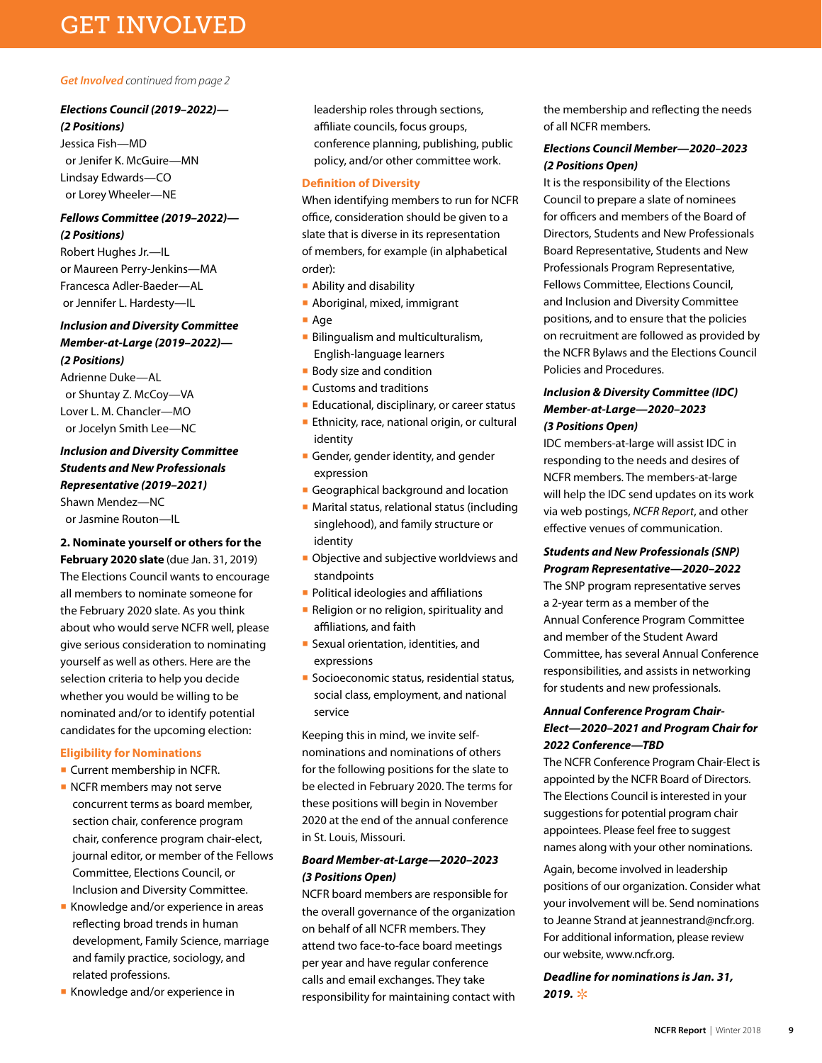# GET INVOLVED

*Get Involved continued from page 2*

***Elections Council (2019–2022)— (2 Positions)***

Jessica Fish—MD
or Jenifer K. McGuire—MN
Lindsay Edwards—CO
or Lorey Wheeler—NE

***Fellows Committee (2019–2022)— (2 Positions)***

Robert Hughes Jr.—IL
or Maureen Perry-Jenkins—MA
Francesca Adler-Baeder—AL
or Jennifer L. Hardesty—IL

***Inclusion and Diversity Committee Member-at-Large (2019–2022)— (2 Positions)***

Adrienne Duke—AL
or Shuntay Z. McCoy—VA
Lover L. M. Chancler—MO
or Jocelyn Smith Lee—NC

***Inclusion and Diversity Committee Students and New Professionals Representative (2019–2021)***

Shawn Mendez—NC
or Jasmine Routon—IL

**2. Nominate yourself or others for the February 2020 slate** (due Jan. 31, 2019)
The Elections Council wants to encourage all members to nominate someone for the February 2020 slate. As you think about who would serve NCFR well, please give serious consideration to nominating yourself as well as others. Here are the selection criteria to help you decide whether you would be willing to be nominated and/or to identify potential candidates for the upcoming election:

### Eligibility for Nominations

- Current membership in NCFR.
- NCFR members may not serve concurrent terms as board member, section chair, conference program chair, conference program chair-elect, journal editor, or member of the Fellows Committee, Elections Council, or Inclusion and Diversity Committee.
- Knowledge and/or experience in areas reflecting broad trends in human development, Family Science, marriage and family practice, sociology, and related professions.
- Knowledge and/or experience in leadership roles through sections, affiliate councils, focus groups, conference planning, publishing, public policy, and/or other committee work.

### Definition of Diversity

When identifying members to run for NCFR office, consideration should be given to a slate that is diverse in its representation of members, for example (in alphabetical order):

- Ability and disability
- Aboriginal, mixed, immigrant
- Age
- Bilingualism and multiculturalism, English-language learners
- Body size and condition
- Customs and traditions
- Educational, disciplinary, or career status
- Ethnicity, race, national origin, or cultural identity
- Gender, gender identity, and gender expression
- Geographical background and location
- Marital status, relational status (including singlehood), and family structure or identity
- Objective and subjective worldviews and standpoints
- Political ideologies and affiliations
- Religion or no religion, spirituality and affiliations, and faith
- Sexual orientation, identities, and expressions
- Socioeconomic status, residential status, social class, employment, and national service

Keeping this in mind, we invite self-nominations and nominations of others for the following positions for the slate to be elected in February 2020. The terms for these positions will begin in November 2020 at the end of the annual conference in St. Louis, Missouri.

***Board Member-at-Large—2020–2023 (3 Positions Open)***

NCFR board members are responsible for the overall governance of the organization on behalf of all NCFR members. They attend two face-to-face board meetings per year and have regular conference calls and email exchanges. They take responsibility for maintaining contact with the membership and reflecting the needs of all NCFR members.

***Elections Council Member—2020–2023 (2 Positions Open)***

It is the responsibility of the Elections Council to prepare a slate of nominees for officers and members of the Board of Directors, Students and New Professionals Board Representative, Students and New Professionals Program Representative, Fellows Committee, Elections Council, and Inclusion and Diversity Committee positions, and to ensure that the policies on recruitment are followed as provided by the NCFR Bylaws and the Elections Council Policies and Procedures.

***Inclusion & Diversity Committee (IDC) Member-at-Large—2020–2023 (3 Positions Open)***

IDC members-at-large will assist IDC in responding to the needs and desires of NCFR members. The members-at-large will help the IDC send updates on its work via web postings, *NCFR Report*, and other effective venues of communication.

***Students and New Professionals (SNP) Program Representative—2020–2022***

The SNP program representative serves a 2-year term as a member of the Annual Conference Program Committee and member of the Student Award Committee, has several Annual Conference responsibilities, and assists in networking for students and new professionals.

***Annual Conference Program Chair-Elect—2020–2021 and Program Chair for 2022 Conference—TBD***

The NCFR Conference Program Chair-Elect is appointed by the NCFR Board of Directors. The Elections Council is interested in your suggestions for potential program chair appointees. Please feel free to suggest names along with your other nominations.

Again, become involved in leadership positions of our organization. Consider what your involvement will be. Send nominations to Jeanne Strand at jeannestrand@ncfr.org. For additional information, please review our website, www.ncfr.org.

***Deadline for nominations is Jan. 31, 2019.***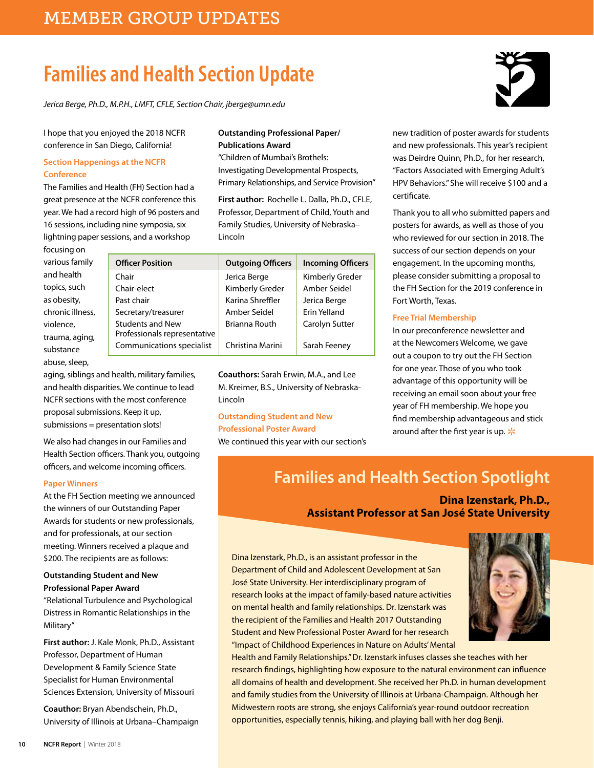# MEMBER GROUP UPDATES

## Families and Health Section Update

*Jerica Berge, Ph.D., M.P.H., LMFT, CFLE, Section Chair, jberge@umn.edu*

I hope that you enjoyed the 2018 NCFR conference in San Diego, California!

### Section Happenings at the NCFR Conference

The Families and Health (FH) Section had a great presence at the NCFR conference this year. We had a record high of 96 posters and 16 sessions, including nine symposia, six lightning paper sessions, and a workshop focusing on various family and health topics, such as obesity, chronic illness, violence, trauma, aging, substance abuse, sleep, aging, siblings and health, military families, and health disparities. We continue to lead NCFR sections with the most conference proposal submissions. Keep it up, submissions = presentation slots!

We also had changes in our Families and Health Section officers. Thank you, outgoing officers, and welcome incoming officers.

| Officer Position | Outgoing Officers | Incoming Officers |
|---|---|---|
| Chair | Jerica Berge | Kimberly Greder |
| Chair-elect | Kimberly Greder | Amber Seidel |
| Past chair | Karina Shreffler | Jerica Berge |
| Secretary/treasurer | Amber Seidel | Erin Yelland |
| Students and New Professionals representative | Brianna Routh | Carolyn Sutter |
| Communications specialist | Christina Marini | Sarah Feeney |

### Paper Winners

At the FH Section meeting we announced the winners of our Outstanding Paper Awards for students or new professionals, and for professionals, at our section meeting. Winners received a plaque and $200. The recipients are as follows:

**Outstanding Student and New Professional Paper Award**

"Relational Turbulence and Psychological Distress in Romantic Relationships in the Military"

**First author:** J. Kale Monk, Ph.D., Assistant Professor, Department of Human Development & Family Science State Specialist for Human Environmental Sciences Extension, University of Missouri

**Coauthor:** Bryan Abendschein, Ph.D., University of Illinois at Urbana–Champaign

**Outstanding Professional Paper/ Publications Award**

"Children of Mumbai's Brothels: Investigating Developmental Prospects, Primary Relationships, and Service Provision"

**First author:** Rochelle L. Dalla, Ph.D., CFLE, Professor, Department of Child, Youth and Family Studies, University of Nebraska–Lincoln

**Coauthors:** Sarah Erwin, M.A., and Lee M. Kreimer, B.S., University of Nebraska-Lincoln

### Outstanding Student and New Professional Poster Award

We continued this year with our section's new tradition of poster awards for students and new professionals. This year's recipient was Deirdre Quinn, Ph.D., for her research, "Factors Associated with Emerging Adult's HPV Behaviors." She will receive $100 and a certificate.

Thank you to all who submitted papers and posters for awards, as well as those of you who reviewed for our section in 2018. The success of our section depends on your engagement. In the upcoming months, please consider submitting a proposal to the FH Section for the 2019 conference in Fort Worth, Texas.

### Free Trial Membership

In our preconference newsletter and at the Newcomers Welcome, we gave out a coupon to try out the FH Section for one year. Those of you who took advantage of this opportunity will be receiving an email soon about your free year of FH membership. We hope you find membership advantageous and stick around after the first year is up.

## Families and Health Section Spotlight

**Dina Izenstark, Ph.D., Assistant Professor at San José State University**

Dina Izenstark, Ph.D., is an assistant professor in the Department of Child and Adolescent Development at San José State University. Her interdisciplinary program of research looks at the impact of family-based nature activities on mental health and family relationships. Dr. Izenstark was the recipient of the Families and Health 2017 Outstanding Student and New Professional Poster Award for her research "Impact of Childhood Experiences in Nature on Adults' Mental Health and Family Relationships." Dr. Izenstark infuses classes she teaches with her research findings, highlighting how exposure to the natural environment can influence all domains of health and development. She received her Ph.D. in human development and family studies from the University of Illinois at Urbana-Champaign. Although her Midwestern roots are strong, she enjoys California's year-round outdoor recreation opportunities, especially tennis, hiking, and playing ball with her dog Benji.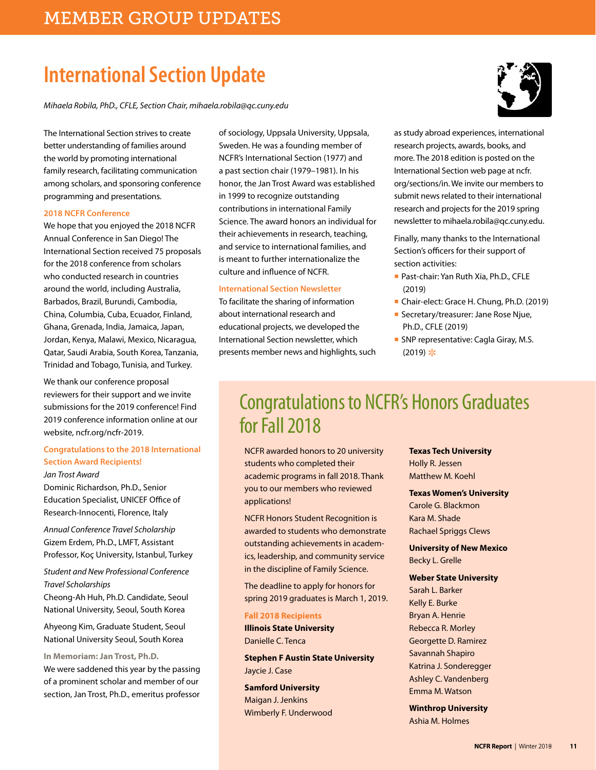# International Section Update

*Mihaela Robila, PhD., CFLE, Section Chair, mihaela.robila@qc.cuny.edu*

The International Section strives to create better understanding of families around the world by promoting international family research, facilitating communication among scholars, and sponsoring conference programming and presentations.

### 2018 NCFR Conference

We hope that you enjoyed the 2018 NCFR Annual Conference in San Diego! The International Section received 75 proposals for the 2018 conference from scholars who conducted research in countries around the world, including Australia, Barbados, Brazil, Burundi, Cambodia, China, Columbia, Cuba, Ecuador, Finland, Ghana, Grenada, India, Jamaica, Japan, Jordan, Kenya, Malawi, Mexico, Nicaragua, Qatar, Saudi Arabia, South Korea, Tanzania, Trinidad and Tobago, Tunisia, and Turkey.

We thank our conference proposal reviewers for their support and we invite submissions for the 2019 conference! Find 2019 conference information online at our website, ncfr.org/ncfr-2019.

### Congratulations to the 2018 International Section Award Recipients!

*Jan Trost Award*
Dominic Richardson, Ph.D., Senior Education Specialist, UNICEF Office of Research-Innocenti, Florence, Italy

*Annual Conference Travel Scholarship*
Gizem Erdem, Ph.D., LMFT, Assistant Professor, Koç University, Istanbul, Turkey

*Student and New Professional Conference Travel Scholarships*
Cheong-Ah Huh, Ph.D. Candidate, Seoul National University, Seoul, South Korea

Ahyeong Kim, Graduate Student, Seoul National University Seoul, South Korea

### In Memoriam: Jan Trost, Ph.D.

We were saddened this year by the passing of a prominent scholar and member of our section, Jan Trost, Ph.D., emeritus professor of sociology, Uppsala University, Uppsala, Sweden. He was a founding member of NCFR's International Section (1977) and a past section chair (1979–1981). In his honor, the Jan Trost Award was established in 1999 to recognize outstanding contributions in international Family Science. The award honors an individual for their achievements in research, teaching, and service to international families, and is meant to further internationalize the culture and influence of NCFR.

### International Section Newsletter

To facilitate the sharing of information about international research and educational projects, we developed the International Section newsletter, which presents member news and highlights, such as study abroad experiences, international research projects, awards, books, and more. The 2018 edition is posted on the International Section web page at ncfr.org/sections/in. We invite our members to submit news related to their international research and projects for the 2019 spring newsletter to mihaela.robila@qc.cuny.edu.

Finally, many thanks to the International Section's officers for their support of section activities:

- Past-chair: Yan Ruth Xia, Ph.D., CFLE (2019)
- Chair-elect: Grace H. Chung, Ph.D. (2019)
- Secretary/treasurer: Jane Rose Njue, Ph.D., CFLE (2019)
- SNP representative: Cagla Giray, M.S. (2019)

# Congratulations to NCFR's Honors Graduates for Fall 2018

NCFR awarded honors to 20 university students who completed their academic programs in fall 2018. Thank you to our members who reviewed applications!

NCFR Honors Student Recognition is awarded to students who demonstrate outstanding achievements in academics, leadership, and community service in the discipline of Family Science.

The deadline to apply for honors for spring 2019 graduates is March 1, 2019.

### Fall 2018 Recipients

**Illinois State University**
Danielle C. Tenca

**Stephen F Austin State University**
Jaycie J. Case

**Samford University**
Maigan J. Jenkins
Wimberly F. Underwood

**Texas Tech University**
Holly R. Jessen
Matthew M. Koehl

**Texas Women's University**
Carole G. Blackmon
Kara M. Shade
Rachael Spriggs Clews

**University of New Mexico**
Becky L. Grelle

**Weber State University**
Sarah L. Barker
Kelly E. Burke
Bryan A. Henrie
Rebecca R. Morley
Georgette D. Ramirez
Savannah Shapiro
Katrina J. Sonderegger
Ashley C. Vandenberg
Emma M. Watson

**Winthrop University**
Ashia M. Holmes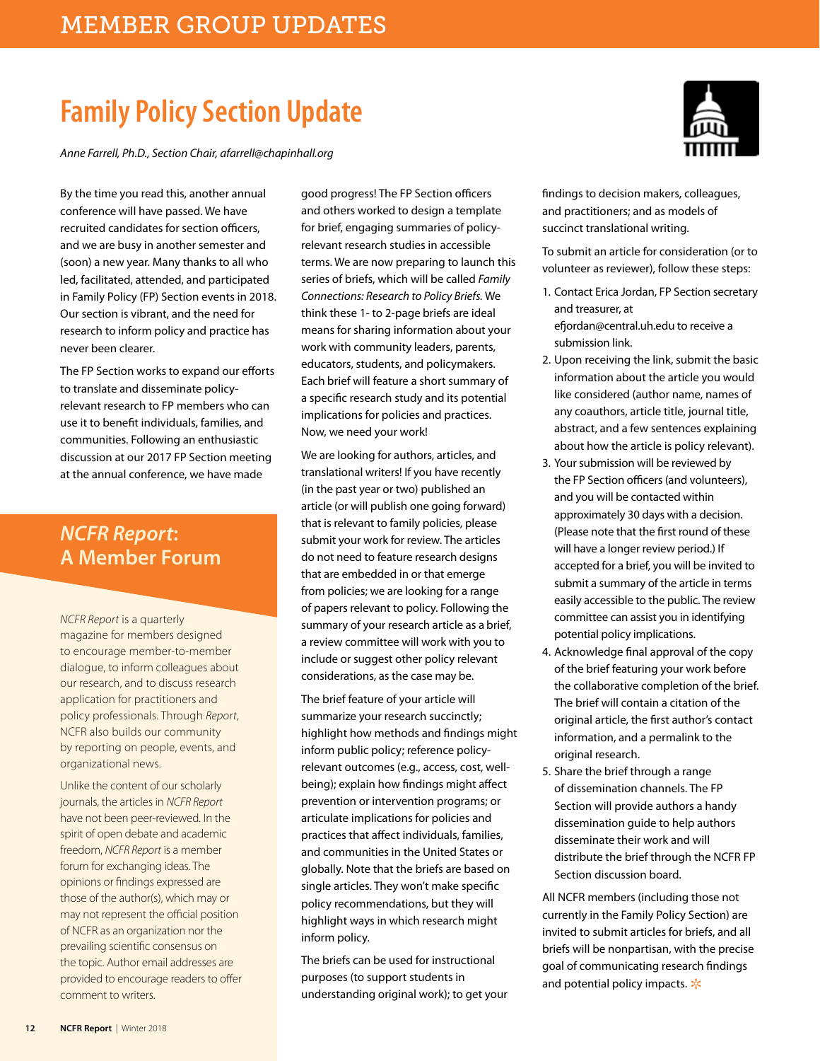# MEMBER GROUP UPDATES

## Family Policy Section Update

*Anne Farrell, Ph.D., Section Chair, afarrell@chapinhall.org*

By the time you read this, another annual conference will have passed. We have recruited candidates for section officers, and we are busy in another semester and (soon) a new year. Many thanks to all who led, facilitated, attended, and participated in Family Policy (FP) Section events in 2018. Our section is vibrant, and the need for research to inform policy and practice has never been clearer.

The FP Section works to expand our efforts to translate and disseminate policy-relevant research to FP members who can use it to benefit individuals, families, and communities. Following an enthusiastic discussion at our 2017 FP Section meeting at the annual conference, we have made good progress! The FP Section officers and others worked to design a template for brief, engaging summaries of policy-relevant research studies in accessible terms. We are now preparing to launch this series of briefs, which will be called *Family Connections: Research to Policy Briefs.* We think these 1- to 2-page briefs are ideal means for sharing information about your work with community leaders, parents, educators, students, and policymakers. Each brief will feature a short summary of a specific research study and its potential implications for policies and practices. Now, we need your work!

We are looking for authors, articles, and translational writers! If you have recently (in the past year or two) published an article (or will publish one going forward) that is relevant to family policies, please submit your work for review. The articles do not need to feature research designs that are embedded in or that emerge from policies; we are looking for a range of papers relevant to policy. Following the summary of your research article as a brief, a review committee will work with you to include or suggest other policy relevant considerations, as the case may be.

The brief feature of your article will summarize your research succinctly; highlight how methods and findings might inform public policy; reference policy-relevant outcomes (e.g., access, cost, well-being); explain how findings might affect prevention or intervention programs; or articulate implications for policies and practices that affect individuals, families, and communities in the United States or globally. Note that the briefs are based on single articles. They won't make specific policy recommendations, but they will highlight ways in which research might inform policy.

The briefs can be used for instructional purposes (to support students in understanding original work); to get your findings to decision makers, colleagues, and practitioners; and as models of succinct translational writing.

To submit an article for consideration (or to volunteer as reviewer), follow these steps:

1. Contact Erica Jordan, FP Section secretary and treasurer, at efjordan@central.uh.edu to receive a submission link.
2. Upon receiving the link, submit the basic information about the article you would like considered (author name, names of any coauthors, article title, journal title, abstract, and a few sentences explaining about how the article is policy relevant).
3. Your submission will be reviewed by the FP Section officers (and volunteers), and you will be contacted within approximately 30 days with a decision. (Please note that the first round of these will have a longer review period.) If accepted for a brief, you will be invited to submit a summary of the article in terms easily accessible to the public. The review committee can assist you in identifying potential policy implications.
4. Acknowledge final approval of the copy of the brief featuring your work before the collaborative completion of the brief. The brief will contain a citation of the original article, the first author's contact information, and a permalink to the original research.
5. Share the brief through a range of dissemination channels. The FP Section will provide authors a handy dissemination guide to help authors disseminate their work and will distribute the brief through the NCFR FP Section discussion board.

All NCFR members (including those not currently in the Family Policy Section) are invited to submit articles for briefs, and all briefs will be nonpartisan, with the precise goal of communicating research findings and potential policy impacts.

## *NCFR Report*: A Member Forum

*NCFR Report* is a quarterly magazine for members designed to encourage member-to-member dialogue, to inform colleagues about our research, and to discuss research application for practitioners and policy professionals. Through *Report*, NCFR also builds our community by reporting on people, events, and organizational news.

Unlike the content of our scholarly journals, the articles in *NCFR Report* have not been peer-reviewed. In the spirit of open debate and academic freedom, *NCFR Report* is a member forum for exchanging ideas. The opinions or findings expressed are those of the author(s), which may or may not represent the official position of NCFR as an organization nor the prevailing scientific consensus on the topic. Author email addresses are provided to encourage readers to offer comment to writers.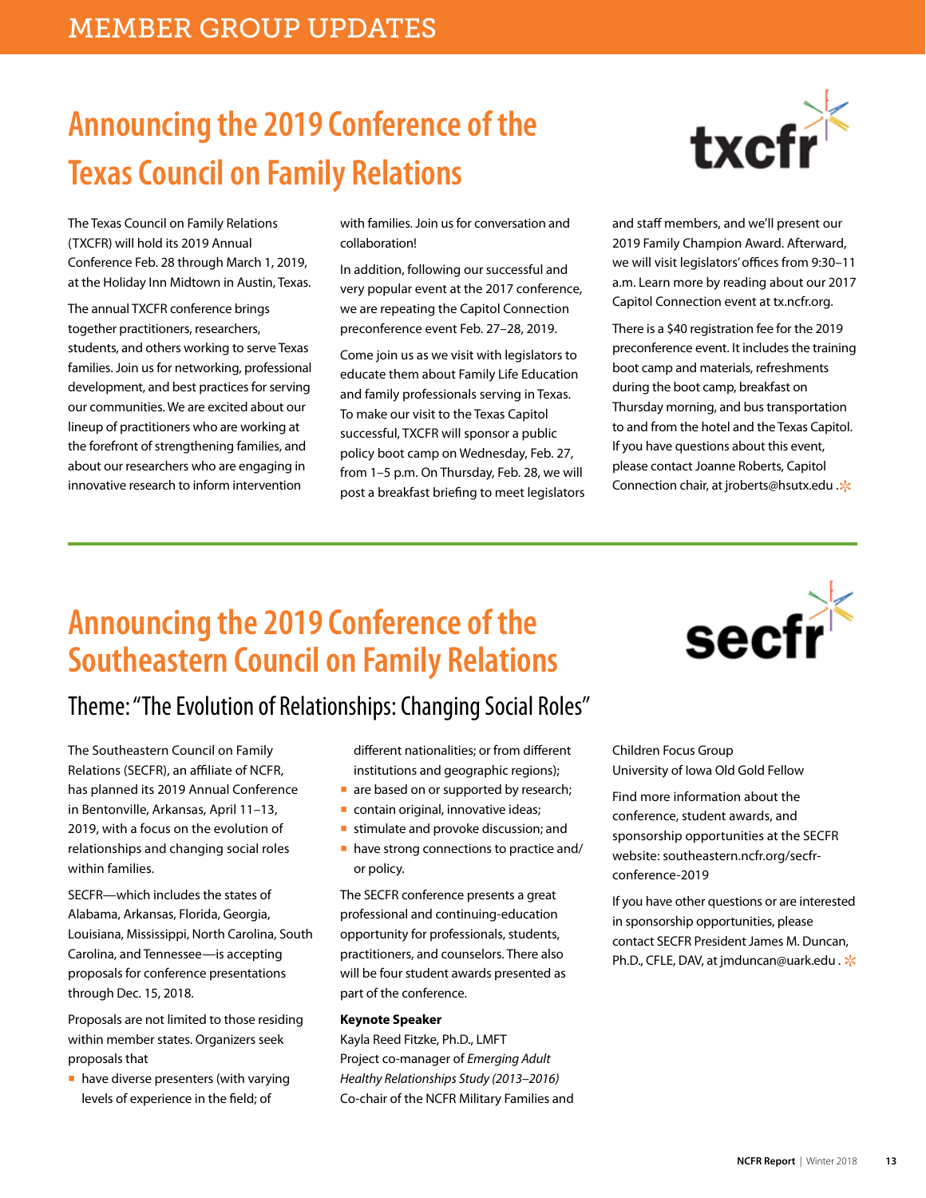MEMBER GROUP UPDATES

# Announcing the 2019 Conference of the Texas Council on Family Relations

The Texas Council on Family Relations (TXCFR) will hold its 2019 Annual Conference Feb. 28 through March 1, 2019, at the Holiday Inn Midtown in Austin, Texas.

The annual TXCFR conference brings together practitioners, researchers, students, and others working to serve Texas families. Join us for networking, professional development, and best practices for serving our communities. We are excited about our lineup of practitioners who are working at the forefront of strengthening families, and about our researchers who are engaging in innovative research to inform intervention with families. Join us for conversation and collaboration!

In addition, following our successful and very popular event at the 2017 conference, we are repeating the Capitol Connection preconference event Feb. 27–28, 2019.

Come join us as we visit with legislators to educate them about Family Life Education and family professionals serving in Texas. To make our visit to the Texas Capitol successful, TXCFR will sponsor a public policy boot camp on Wednesday, Feb. 27, from 1–5 p.m. On Thursday, Feb. 28, we will post a breakfast briefing to meet legislators and staff members, and we'll present our 2019 Family Champion Award. Afterward, we will visit legislators' offices from 9:30–11 a.m. Learn more by reading about our 2017 Capitol Connection event at tx.ncfr.org.

There is a $40 registration fee for the 2019 preconference event. It includes the training boot camp and materials, refreshments during the boot camp, breakfast on Thursday morning, and bus transportation to and from the hotel and the Texas Capitol. If you have questions about this event, please contact Joanne Roberts, Capitol Connection chair, at jroberts@hsutx.edu .

# Announcing the 2019 Conference of the Southeastern Council on Family Relations

## Theme: "The Evolution of Relationships: Changing Social Roles"

The Southeastern Council on Family Relations (SECFR), an affiliate of NCFR, has planned its 2019 Annual Conference in Bentonville, Arkansas, April 11–13, 2019, with a focus on the evolution of relationships and changing social roles within families.

SECFR—which includes the states of Alabama, Arkansas, Florida, Georgia, Louisiana, Mississippi, North Carolina, South Carolina, and Tennessee—is accepting proposals for conference presentations through Dec. 15, 2018.

Proposals are not limited to those residing within member states. Organizers seek proposals that

- have diverse presenters (with varying levels of experience in the field; of different nationalities; or from different institutions and geographic regions);
- are based on or supported by research;
- contain original, innovative ideas;
- stimulate and provoke discussion; and
- have strong connections to practice and/or policy.

The SECFR conference presents a great professional and continuing-education opportunity for professionals, students, practitioners, and counselors. There also will be four student awards presented as part of the conference.

**Keynote Speaker**
Kayla Reed Fitzke, Ph.D., LMFT
Project co-manager of *Emerging Adult Healthy Relationships Study (2013–2016)*
Co-chair of the NCFR Military Families and Children Focus Group
University of Iowa Old Gold Fellow

Find more information about the conference, student awards, and sponsorship opportunities at the SECFR website: southeastern.ncfr.org/secfr-conference-2019

If you have other questions or are interested in sponsorship opportunities, please contact SECFR President James M. Duncan, Ph.D., CFLE, DAV, at jmduncan@uark.edu .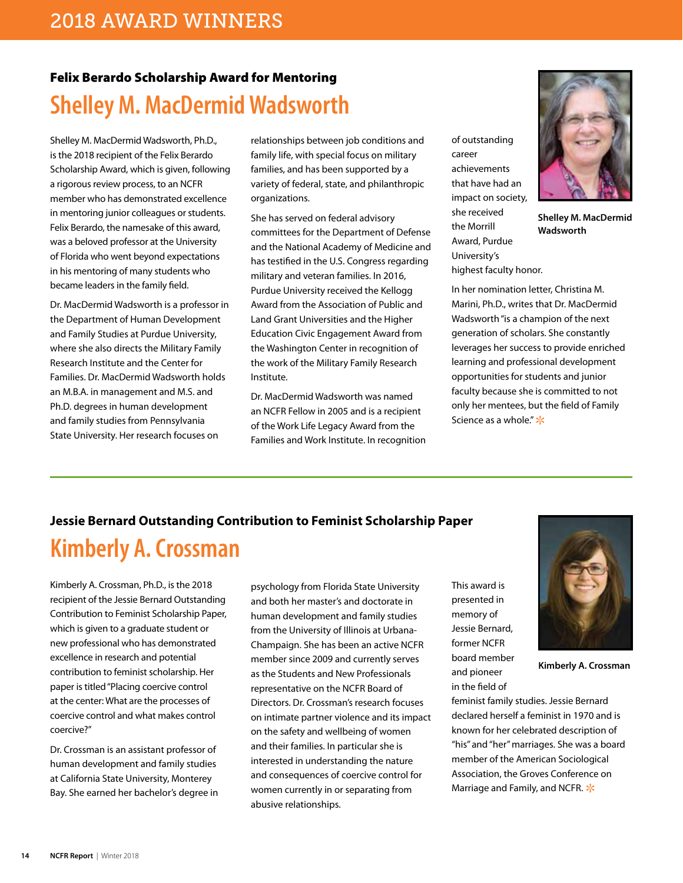# 2018 AWARD WINNERS

### Felix Berardo Scholarship Award for Mentoring

## Shelley M. MacDermid Wadsworth

Shelley M. MacDermid Wadsworth, Ph.D., is the 2018 recipient of the Felix Berardo Scholarship Award, which is given, following a rigorous review process, to an NCFR member who has demonstrated excellence in mentoring junior colleagues or students. Felix Berardo, the namesake of this award, was a beloved professor at the University of Florida who went beyond expectations in his mentoring of many students who became leaders in the family field.

Dr. MacDermid Wadsworth is a professor in the Department of Human Development and Family Studies at Purdue University, where she also directs the Military Family Research Institute and the Center for Families. Dr. MacDermid Wadsworth holds an M.B.A. in management and M.S. and Ph.D. degrees in human development and family studies from Pennsylvania State University. Her research focuses on relationships between job conditions and family life, with special focus on military families, and has been supported by a variety of federal, state, and philanthropic organizations.

She has served on federal advisory committees for the Department of Defense and the National Academy of Medicine and has testified in the U.S. Congress regarding military and veteran families. In 2016, Purdue University received the Kellogg Award from the Association of Public and Land Grant Universities and the Higher Education Civic Engagement Award from the Washington Center in recognition of the work of the Military Family Research Institute.

Dr. MacDermid Wadsworth was named an NCFR Fellow in 2005 and is a recipient of the Work Life Legacy Award from the Families and Work Institute. In recognition of outstanding career achievements that have had an impact on society, she received the Morrill Award, Purdue University's highest faculty honor.

**Shelley M. MacDermid Wadsworth**

In her nomination letter, Christina M. Marini, Ph.D., writes that Dr. MacDermid Wadsworth "is a champion of the next generation of scholars. She constantly leverages her success to provide enriched learning and professional development opportunities for students and junior faculty because she is committed to not only her mentees, but the field of Family Science as a whole."

---

### Jessie Bernard Outstanding Contribution to Feminist Scholarship Paper

## Kimberly A. Crossman

Kimberly A. Crossman, Ph.D., is the 2018 recipient of the Jessie Bernard Outstanding Contribution to Feminist Scholarship Paper, which is given to a graduate student or new professional who has demonstrated excellence in research and potential contribution to feminist scholarship. Her paper is titled "Placing coercive control at the center: What are the processes of coercive control and what makes control coercive?"

Dr. Crossman is an assistant professor of human development and family studies at California State University, Monterey Bay. She earned her bachelor's degree in psychology from Florida State University and both her master's and doctorate in human development and family studies from the University of Illinois at Urbana-Champaign. She has been an active NCFR member since 2009 and currently serves as the Students and New Professionals representative on the NCFR Board of Directors. Dr. Crossman's research focuses on intimate partner violence and its impact on the safety and wellbeing of women and their families. In particular she is interested in understanding the nature and consequences of coercive control for women currently in or separating from abusive relationships.

This award is presented in memory of Jessie Bernard, former NCFR board member and pioneer in the field of feminist family studies. Jessie Bernard declared herself a feminist in 1970 and is known for her celebrated description of "his" and "her" marriages. She was a board member of the American Sociological Association, the Groves Conference on Marriage and Family, and NCFR.

**Kimberly A. Crossman**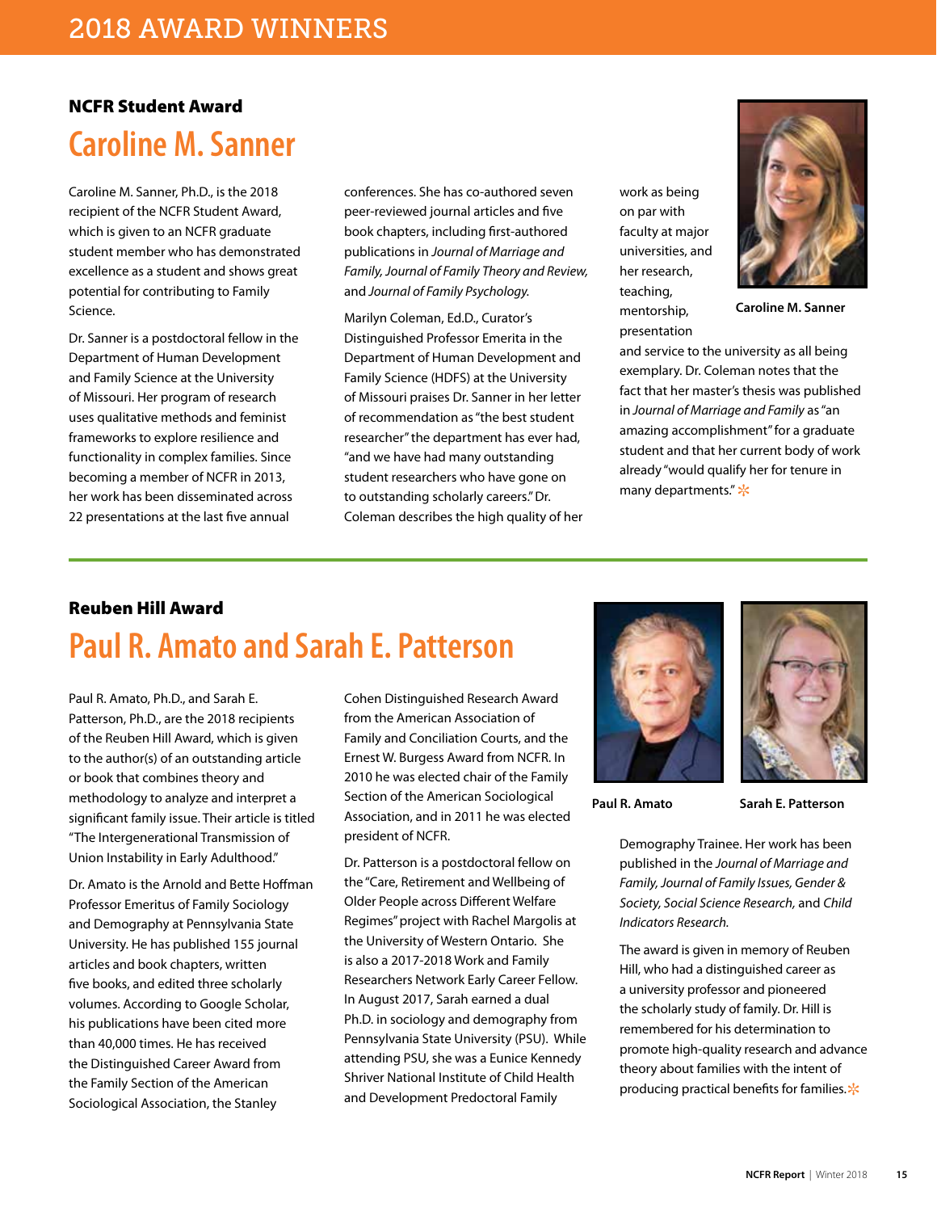# 2018 AWARD WINNERS

### NCFR Student Award

## Caroline M. Sanner

Caroline M. Sanner, Ph.D., is the 2018 recipient of the NCFR Student Award, which is given to an NCFR graduate student member who has demonstrated excellence as a student and shows great potential for contributing to Family Science.

Dr. Sanner is a postdoctoral fellow in the Department of Human Development and Family Science at the University of Missouri. Her program of research uses qualitative methods and feminist frameworks to explore resilience and functionality in complex families. Since becoming a member of NCFR in 2013, her work has been disseminated across 22 presentations at the last five annual conferences. She has co-authored seven peer-reviewed journal articles and five book chapters, including first-authored publications in *Journal of Marriage and Family, Journal of Family Theory and Review,* and *Journal of Family Psychology.*

Marilyn Coleman, Ed.D., Curator's Distinguished Professor Emerita in the Department of Human Development and Family Science (HDFS) at the University of Missouri praises Dr. Sanner in her letter of recommendation as "the best student researcher" the department has ever had, "and we have had many outstanding student researchers who have gone on to outstanding scholarly careers." Dr. Coleman describes the high quality of her work as being on par with faculty at major universities, and her research, teaching, mentorship, presentation and service to the university as all being exemplary. Dr. Coleman notes that the fact that her master's thesis was published in *Journal of Marriage and Family* as "an amazing accomplishment" for a graduate student and that her current body of work already "would qualify her for tenure in many departments."

**Caroline M. Sanner**

---

### Reuben Hill Award

## Paul R. Amato and Sarah E. Patterson

Paul R. Amato, Ph.D., and Sarah E. Patterson, Ph.D., are the 2018 recipients of the Reuben Hill Award, which is given to the author(s) of an outstanding article or book that combines theory and methodology to analyze and interpret a significant family issue. Their article is titled "The Intergenerational Transmission of Union Instability in Early Adulthood."

Dr. Amato is the Arnold and Bette Hoffman Professor Emeritus of Family Sociology and Demography at Pennsylvania State University. He has published 155 journal articles and book chapters, written five books, and edited three scholarly volumes. According to Google Scholar, his publications have been cited more than 40,000 times. He has received the Distinguished Career Award from the Family Section of the American Sociological Association, the Stanley Cohen Distinguished Research Award from the American Association of Family and Conciliation Courts, and the Ernest W. Burgess Award from NCFR. In 2010 he was elected chair of the Family Section of the American Sociological Association, and in 2011 he was elected president of NCFR.

Dr. Patterson is a postdoctoral fellow on the "Care, Retirement and Wellbeing of Older People across Different Welfare Regimes" project with Rachel Margolis at the University of Western Ontario. She is also a 2017-2018 Work and Family Researchers Network Early Career Fellow. In August 2017, Sarah earned a dual Ph.D. in sociology and demography from Pennsylvania State University (PSU). While attending PSU, she was a Eunice Kennedy Shriver National Institute of Child Health and Development Predoctoral Family Demography Trainee. Her work has been published in the *Journal of Marriage and Family, Journal of Family Issues, Gender & Society, Social Science Research,* and *Child Indicators Research.*

**Paul R. Amato** **Sarah E. Patterson**

The award is given in memory of Reuben Hill, who had a distinguished career as a university professor and pioneered the scholarly study of family. Dr. Hill is remembered for his determination to promote high-quality research and advance theory about families with the intent of producing practical benefits for families.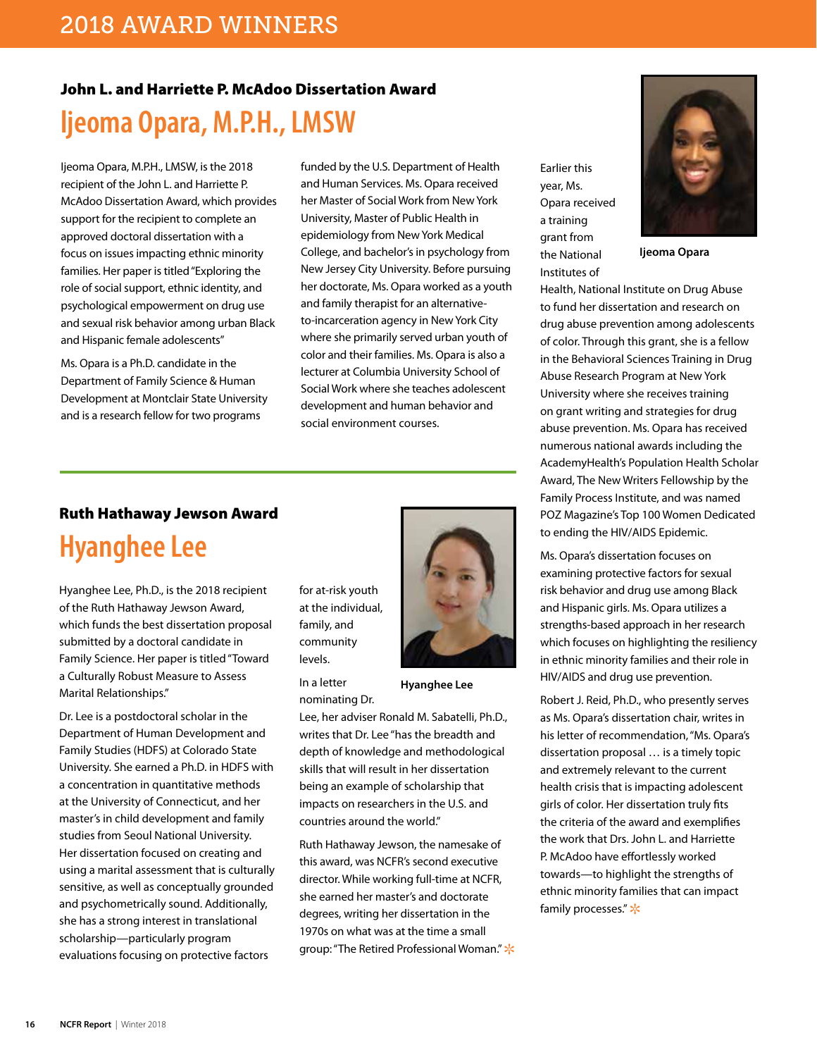# 2018 AWARD WINNERS

### John L. and Harriette P. McAdoo Dissertation Award

## Ijeoma Opara, M.P.H., LMSW

Ijeoma Opara, M.P.H., LMSW, is the 2018 recipient of the John L. and Harriette P. McAdoo Dissertation Award, which provides support for the recipient to complete an approved doctoral dissertation with a focus on issues impacting ethnic minority families. Her paper is titled "Exploring the role of social support, ethnic identity, and psychological empowerment on drug use and sexual risk behavior among urban Black and Hispanic female adolescents"

Ms. Opara is a Ph.D. candidate in the Department of Family Science & Human Development at Montclair State University and is a research fellow for two programs funded by the U.S. Department of Health and Human Services. Ms. Opara received her Master of Social Work from New York University, Master of Public Health in epidemiology from New York Medical College, and bachelor's in psychology from New Jersey City University. Before pursuing her doctorate, Ms. Opara worked as a youth and family therapist for an alternative-to-incarceration agency in New York City where she primarily served urban youth of color and their families. Ms. Opara is also a lecturer at Columbia University School of Social Work where she teaches adolescent development and human behavior and social environment courses.

Ijeoma Opara

Earlier this year, Ms. Opara received a training grant from the National Institutes of Health, National Institute on Drug Abuse to fund her dissertation and research on drug abuse prevention among adolescents of color. Through this grant, she is a fellow in the Behavioral Sciences Training in Drug Abuse Research Program at New York University where she receives training on grant writing and strategies for drug abuse prevention. Ms. Opara has received numerous national awards including the AcademyHealth's Population Health Scholar Award, The New Writers Fellowship by the Family Process Institute, and was named POZ Magazine's Top 100 Women Dedicated to ending the HIV/AIDS Epidemic.

Ms. Opara's dissertation focuses on examining protective factors for sexual risk behavior and drug use among Black and Hispanic girls. Ms. Opara utilizes a strengths-based approach in her research which focuses on highlighting the resiliency in ethnic minority families and their role in HIV/AIDS and drug use prevention.

Robert J. Reid, Ph.D., who presently serves as Ms. Opara's dissertation chair, writes in his letter of recommendation, "Ms. Opara's dissertation proposal … is a timely topic and extremely relevant to the current health crisis that is impacting adolescent girls of color. Her dissertation truly fits the criteria of the award and exemplifies the work that Drs. John L. and Harriette P. McAdoo have effortlessly worked towards—to highlight the strengths of ethnic minority families that can impact family processes."

### Ruth Hathaway Jewson Award

## Hyanghee Lee

Hyanghee Lee, Ph.D., is the 2018 recipient of the Ruth Hathaway Jewson Award, which funds the best dissertation proposal submitted by a doctoral candidate in Family Science. Her paper is titled "Toward a Culturally Robust Measure to Assess Marital Relationships."

Dr. Lee is a postdoctoral scholar in the Department of Human Development and Family Studies (HDFS) at Colorado State University. She earned a Ph.D. in HDFS with a concentration in quantitative methods at the University of Connecticut, and her master's in child development and family studies from Seoul National University. Her dissertation focused on creating and using a marital assessment that is culturally sensitive, as well as conceptually grounded and psychometrically sound. Additionally, she has a strong interest in translational scholarship—particularly program evaluations focusing on protective factors for at-risk youth at the individual, family, and community levels.

Hyanghee Lee

In a letter nominating Dr. Lee, her adviser Ronald M. Sabatelli, Ph.D., writes that Dr. Lee "has the breadth and depth of knowledge and methodological skills that will result in her dissertation being an example of scholarship that impacts on researchers in the U.S. and countries around the world."

Ruth Hathaway Jewson, the namesake of this award, was NCFR's second executive director. While working full-time at NCFR, she earned her master's and doctorate degrees, writing her dissertation in the 1970s on what was at the time a small group: "The Retired Professional Woman."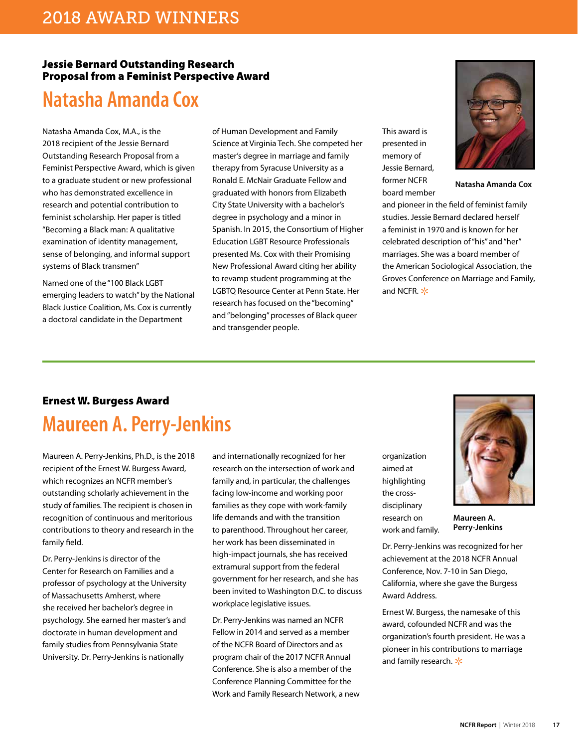# 2018 AWARD WINNERS

### Jessie Bernard Outstanding Research Proposal from a Feminist Perspective Award

## Natasha Amanda Cox

Natasha Amanda Cox, M.A., is the 2018 recipient of the Jessie Bernard Outstanding Research Proposal from a Feminist Perspective Award, which is given to a graduate student or new professional who has demonstrated excellence in research and potential contribution to feminist scholarship. Her paper is titled "Becoming a Black man: A qualitative examination of identity management, sense of belonging, and informal support systems of Black transmen"

Named one of the "100 Black LGBT emerging leaders to watch" by the National Black Justice Coalition, Ms. Cox is currently a doctoral candidate in the Department of Human Development and Family Science at Virginia Tech. She competed her master's degree in marriage and family therapy from Syracuse University as a Ronald E. McNair Graduate Fellow and graduated with honors from Elizabeth City State University with a bachelor's degree in psychology and a minor in Spanish. In 2015, the Consortium of Higher Education LGBT Resource Professionals presented Ms. Cox with their Promising New Professional Award citing her ability to revamp student programming at the LGBTQ Resource Center at Penn State. Her research has focused on the "becoming" and "belonging" processes of Black queer and transgender people.

**Natasha Amanda Cox**

This award is presented in memory of Jessie Bernard, former NCFR board member and pioneer in the field of feminist family studies. Jessie Bernard declared herself a feminist in 1970 and is known for her celebrated description of "his" and "her" marriages. She was a board member of the American Sociological Association, the Groves Conference on Marriage and Family, and NCFR.

---

### Ernest W. Burgess Award

## Maureen A. Perry-Jenkins

Maureen A. Perry-Jenkins, Ph.D., is the 2018 recipient of the Ernest W. Burgess Award, which recognizes an NCFR member's outstanding scholarly achievement in the study of families. The recipient is chosen in recognition of continuous and meritorious contributions to theory and research in the family field.

Dr. Perry-Jenkins is director of the Center for Research on Families and a professor of psychology at the University of Massachusetts Amherst, where she received her bachelor's degree in psychology. She earned her master's and doctorate in human development and family studies from Pennsylvania State University. Dr. Perry-Jenkins is nationally and internationally recognized for her research on the intersection of work and family and, in particular, the challenges facing low-income and working poor families as they cope with work-family life demands and with the transition to parenthood. Throughout her career, her work has been disseminated in high-impact journals, she has received extramural support from the federal government for her research, and she has been invited to Washington D.C. to discuss workplace legislative issues.

Dr. Perry-Jenkins was named an NCFR Fellow in 2014 and served as a member of the NCFR Board of Directors and as program chair of the 2017 NCFR Annual Conference. She is also a member of the Conference Planning Committee for the Work and Family Research Network, a new organization aimed at highlighting the cross-disciplinary research on work and family.

**Maureen A. Perry-Jenkins**

Dr. Perry-Jenkins was recognized for her achievement at the 2018 NCFR Annual Conference, Nov. 7-10 in San Diego, California, where she gave the Burgess Award Address.

Ernest W. Burgess, the namesake of this award, cofounded NCFR and was the organization's fourth president. He was a pioneer in his contributions to marriage and family research.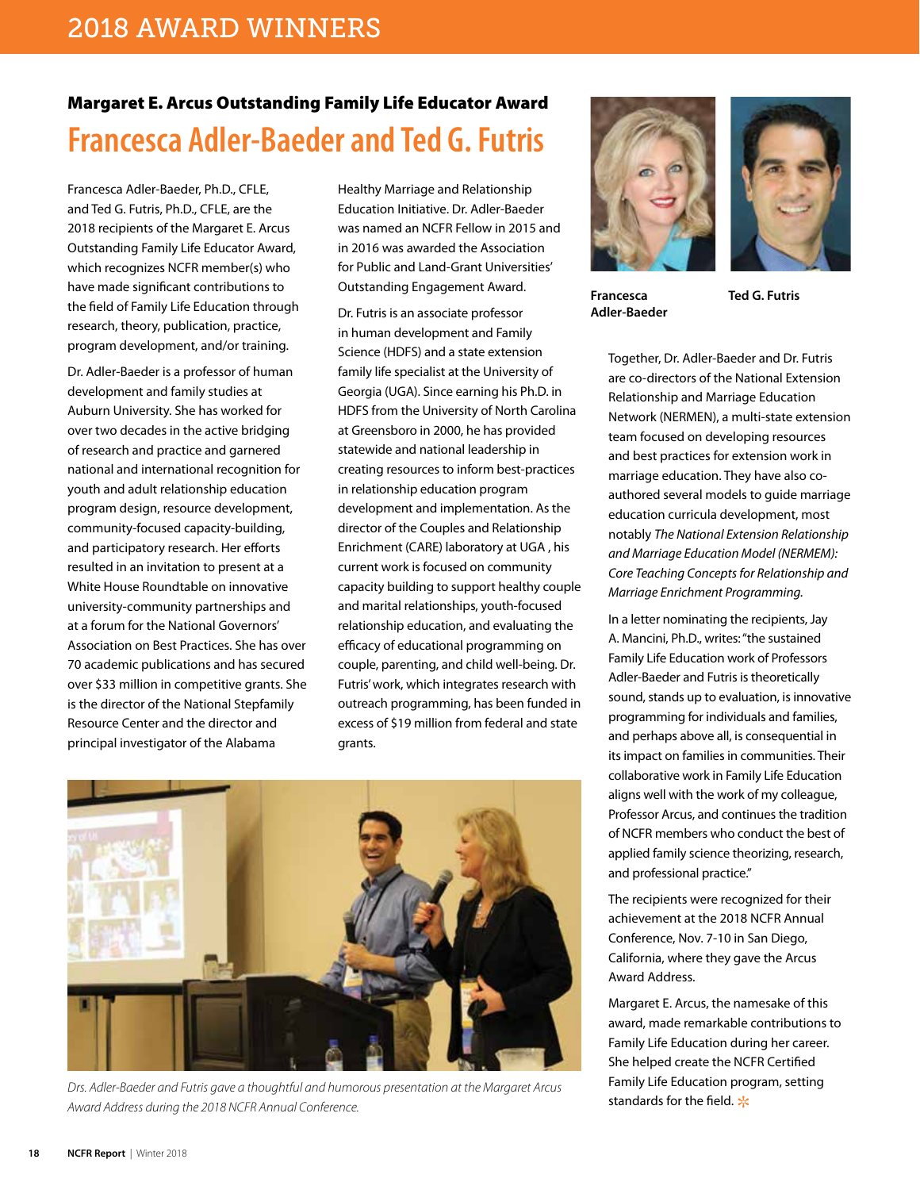# 2018 AWARD WINNERS

### Margaret E. Arcus Outstanding Family Life Educator Award

## Francesca Adler-Baeder and Ted G. Futris

Francesca Adler-Baeder, Ph.D., CFLE, and Ted G. Futris, Ph.D., CFLE, are the 2018 recipients of the Margaret E. Arcus Outstanding Family Life Educator Award, which recognizes NCFR member(s) who have made significant contributions to the field of Family Life Education through research, theory, publication, practice, program development, and/or training.

Dr. Adler-Baeder is a professor of human development and family studies at Auburn University. She has worked for over two decades in the active bridging of research and practice and garnered national and international recognition for youth and adult relationship education program design, resource development, community-focused capacity-building, and participatory research. Her efforts resulted in an invitation to present at a White House Roundtable on innovative university-community partnerships and at a forum for the National Governors' Association on Best Practices. She has over 70 academic publications and has secured over $33 million in competitive grants. She is the director of the National Stepfamily Resource Center and the director and principal investigator of the Alabama Healthy Marriage and Relationship Education Initiative. Dr. Adler-Baeder was named an NCFR Fellow in 2015 and in 2016 was awarded the Association for Public and Land-Grant Universities' Outstanding Engagement Award.

Dr. Futris is an associate professor in human development and Family Science (HDFS) and a state extension family life specialist at the University of Georgia (UGA). Since earning his Ph.D. in HDFS from the University of North Carolina at Greensboro in 2000, he has provided statewide and national leadership in creating resources to inform best-practices in relationship education program development and implementation. As the director of the Couples and Relationship Enrichment (CARE) laboratory at UGA , his current work is focused on community capacity building to support healthy couple and marital relationships, youth-focused relationship education, and evaluating the efficacy of educational programming on couple, parenting, and child well-being. Dr. Futris' work, which integrates research with outreach programming, has been funded in excess of $19 million from federal and state grants.

Francesca Adler-Baeder

Ted G. Futris

Together, Dr. Adler-Baeder and Dr. Futris are co-directors of the National Extension Relationship and Marriage Education Network (NERMEN), a multi-state extension team focused on developing resources and best practices for extension work in marriage education. They have also co-authored several models to guide marriage education curricula development, most notably *The National Extension Relationship and Marriage Education Model (NERMEM): Core Teaching Concepts for Relationship and Marriage Enrichment Programming.*

In a letter nominating the recipients, Jay A. Mancini, Ph.D., writes: "the sustained Family Life Education work of Professors Adler-Baeder and Futris is theoretically sound, stands up to evaluation, is innovative programming for individuals and families, and perhaps above all, is consequential in its impact on families in communities. Their collaborative work in Family Life Education aligns well with the work of my colleague, Professor Arcus, and continues the tradition of NCFR members who conduct the best of applied family science theorizing, research, and professional practice."

The recipients were recognized for their achievement at the 2018 NCFR Annual Conference, Nov. 7-10 in San Diego, California, where they gave the Arcus Award Address.

Margaret E. Arcus, the namesake of this award, made remarkable contributions to Family Life Education during her career. She helped create the NCFR Certified Family Life Education program, setting standards for the field.

*Drs. Adler-Baeder and Futris gave a thoughtful and humorous presentation at the Margaret Arcus Award Address during the 2018 NCFR Annual Conference.*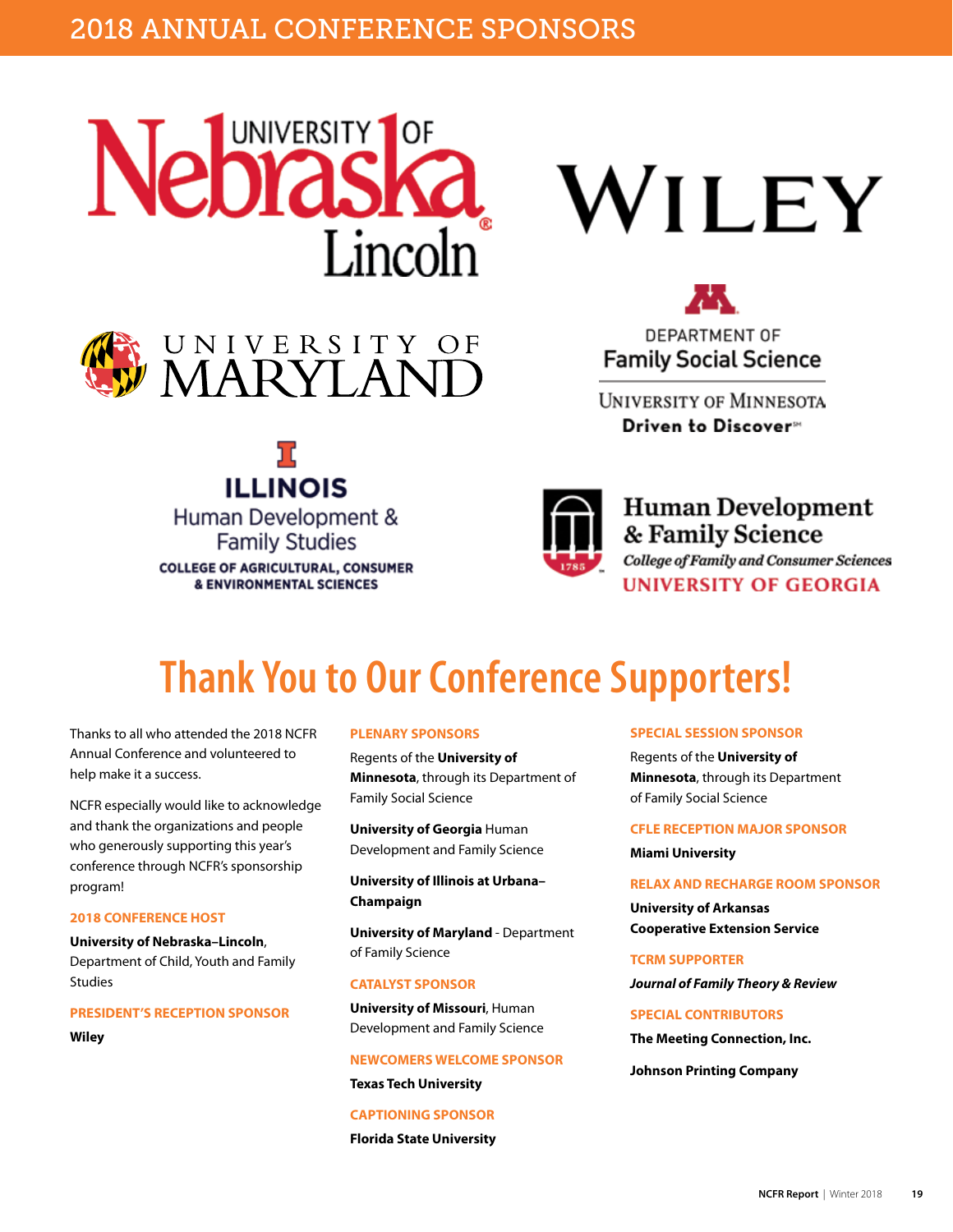# 2018 ANNUAL CONFERENCE SPONSORS

University of Nebraska Lincoln

Wiley

University of Maryland

Department of Family Social Science
University of Minnesota
Driven to Discover

Illinois
Human Development & Family Studies
College of Agricultural, Consumer & Environmental Sciences

Human Development & Family Science
College of Family and Consumer Sciences
University of Georgia

## Thank You to Our Conference Supporters!

Thanks to all who attended the 2018 NCFR Annual Conference and volunteered to help make it a success.

NCFR especially would like to acknowledge and thank the organizations and people who generously supporting this year's conference through NCFR's sponsorship program!

### 2018 CONFERENCE HOST

**University of Nebraska–Lincoln**, Department of Child, Youth and Family Studies

### PRESIDENT'S RECEPTION SPONSOR

**Wiley**

### PLENARY SPONSORS

Regents of the **University of Minnesota**, through its Department of Family Social Science

**University of Georgia** Human Development and Family Science

**University of Illinois at Urbana–Champaign**

**University of Maryland** - Department of Family Science

### CATALYST SPONSOR

**University of Missouri**, Human Development and Family Science

### NEWCOMERS WELCOME SPONSOR

**Texas Tech University**

### CAPTIONING SPONSOR

**Florida State University**

### SPECIAL SESSION SPONSOR

Regents of the **University of Minnesota**, through its Department of Family Social Science

### CFLE RECEPTION MAJOR SPONSOR

**Miami University**

### RELAX AND RECHARGE ROOM SPONSOR

**University of Arkansas Cooperative Extension Service**

### TCRM SUPPORTER

***Journal of Family Theory & Review***

### SPECIAL CONTRIBUTORS

**The Meeting Connection, Inc.**

**Johnson Printing Company**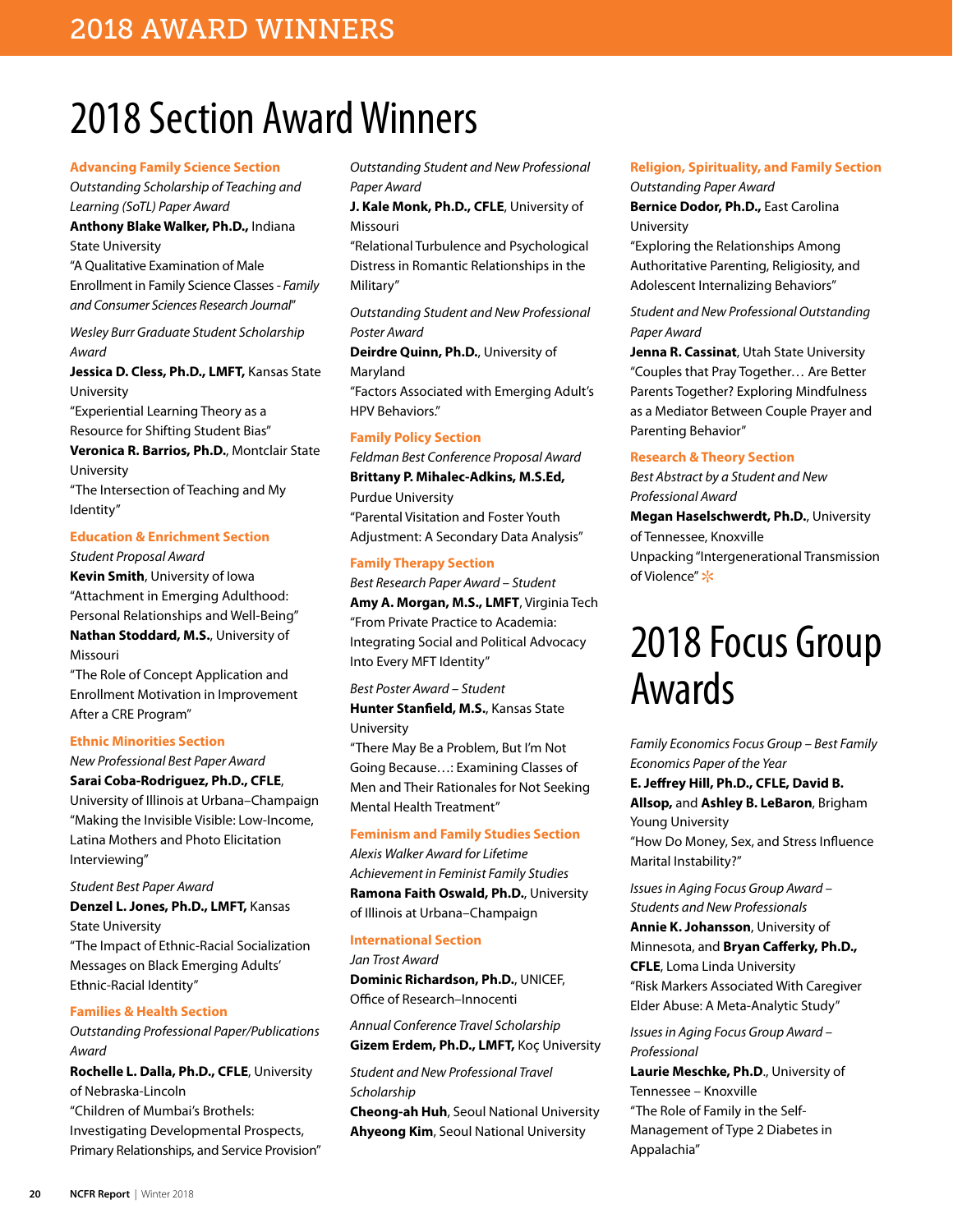# 2018 Section Award Winners

### Advancing Family Science Section

*Outstanding Scholarship of Teaching and Learning (SoTL) Paper Award*

**Anthony Blake Walker, Ph.D.,** Indiana State University
"A Qualitative Examination of Male Enrollment in Family Science Classes - *Family and Consumer Sciences Research Journal*"

*Wesley Burr Graduate Student Scholarship Award*

**Jessica D. Cless, Ph.D., LMFT,** Kansas State University
"Experiential Learning Theory as a Resource for Shifting Student Bias"

**Veronica R. Barrios, Ph.D.**, Montclair State University
"The Intersection of Teaching and My Identity"

### Education & Enrichment Section

*Student Proposal Award*

**Kevin Smith**, University of Iowa
"Attachment in Emerging Adulthood: Personal Relationships and Well-Being"

**Nathan Stoddard, M.S.**, University of Missouri
"The Role of Concept Application and Enrollment Motivation in Improvement After a CRE Program"

### Ethnic Minorities Section

*New Professional Best Paper Award*

**Sarai Coba-Rodriguez, Ph.D., CFLE**, University of Illinois at Urbana–Champaign
"Making the Invisible Visible: Low-Income, Latina Mothers and Photo Elicitation Interviewing"

*Student Best Paper Award*

**Denzel L. Jones, Ph.D., LMFT,** Kansas State University
"The Impact of Ethnic-Racial Socialization Messages on Black Emerging Adults' Ethnic-Racial Identity"

### Families & Health Section

*Outstanding Professional Paper/Publications Award*

**Rochelle L. Dalla, Ph.D., CFLE**, University of Nebraska-Lincoln
"Children of Mumbai's Brothels: Investigating Developmental Prospects, Primary Relationships, and Service Provision"

*Outstanding Student and New Professional Paper Award*

**J. Kale Monk, Ph.D., CFLE**, University of Missouri
"Relational Turbulence and Psychological Distress in Romantic Relationships in the Military"

*Outstanding Student and New Professional Poster Award*

**Deirdre Quinn, Ph.D.**, University of Maryland
"Factors Associated with Emerging Adult's HPV Behaviors."

### Family Policy Section

*Feldman Best Conference Proposal Award*

**Brittany P. Mihalec-Adkins, M.S.Ed,** Purdue University
"Parental Visitation and Foster Youth Adjustment: A Secondary Data Analysis"

### Family Therapy Section

*Best Research Paper Award – Student*

**Amy A. Morgan, M.S., LMFT**, Virginia Tech
"From Private Practice to Academia: Integrating Social and Political Advocacy Into Every MFT Identity"

*Best Poster Award – Student*

**Hunter Stanfield, M.S.**, Kansas State University
"There May Be a Problem, But I'm Not Going Because…: Examining Classes of Men and Their Rationales for Not Seeking Mental Health Treatment"

### Feminism and Family Studies Section

*Alexis Walker Award for Lifetime Achievement in Feminist Family Studies*

**Ramona Faith Oswald, Ph.D.**, University of Illinois at Urbana–Champaign

### International Section

*Jan Trost Award*

**Dominic Richardson, Ph.D.**, UNICEF, Office of Research–Innocenti

*Annual Conference Travel Scholarship*

**Gizem Erdem, Ph.D., LMFT,** Koç University

*Student and New Professional Travel Scholarship*

**Cheong-ah Huh**, Seoul National University
**Ahyeong Kim**, Seoul National University

### Religion, Spirituality, and Family Section

*Outstanding Paper Award*

**Bernice Dodor, Ph.D.,** East Carolina University
"Exploring the Relationships Among Authoritative Parenting, Religiosity, and Adolescent Internalizing Behaviors"

*Student and New Professional Outstanding Paper Award*

**Jenna R. Cassinat**, Utah State University
"Couples that Pray Together… Are Better Parents Together? Exploring Mindfulness as a Mediator Between Couple Prayer and Parenting Behavior"

### Research & Theory Section

*Best Abstract by a Student and New Professional Award*

**Megan Haselschwerdt, Ph.D.**, University of Tennessee, Knoxville
Unpacking "Intergenerational Transmission of Violence"

# 2018 Focus Group Awards

*Family Economics Focus Group – Best Family Economics Paper of the Year*

**E. Jeffrey Hill, Ph.D., CFLE, David B. Allsop,** and **Ashley B. LeBaron**, Brigham Young University
"How Do Money, Sex, and Stress Influence Marital Instability?"

*Issues in Aging Focus Group Award – Students and New Professionals*

**Annie K. Johansson**, University of Minnesota, and **Bryan Cafferky, Ph.D., CFLE**, Loma Linda University
"Risk Markers Associated With Caregiver Elder Abuse: A Meta-Analytic Study"

*Issues in Aging Focus Group Award – Professional*

**Laurie Meschke, Ph.D.**, University of Tennessee – Knoxville
"The Role of Family in the Self-Management of Type 2 Diabetes in Appalachia"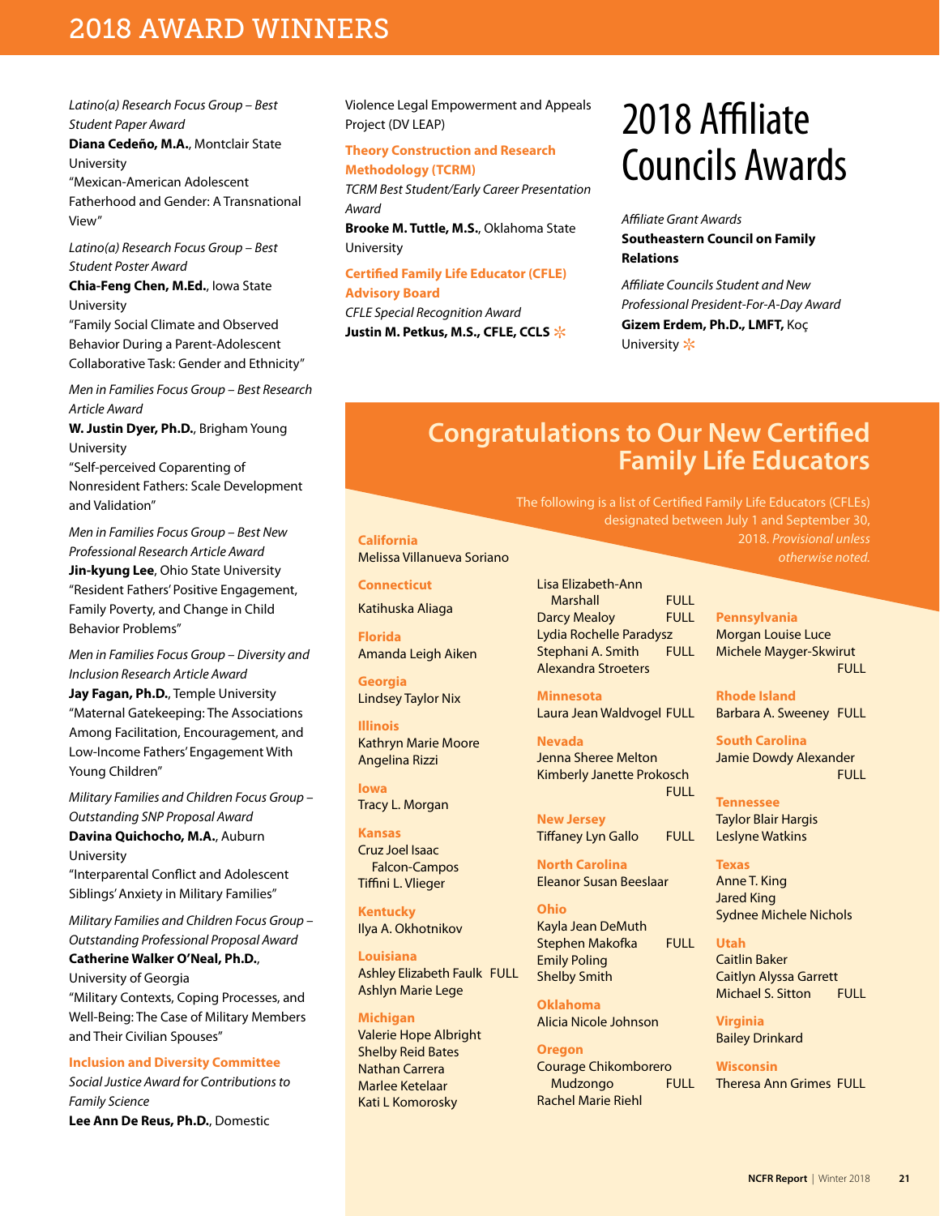# 2018 AWARD WINNERS

*Latino(a) Research Focus Group – Best Student Paper Award*
**Diana Cedeño, M.A.**, Montclair State University
"Mexican-American Adolescent Fatherhood and Gender: A Transnational View"

*Latino(a) Research Focus Group – Best Student Poster Award*
**Chia-Feng Chen, M.Ed.**, Iowa State University
"Family Social Climate and Observed Behavior During a Parent-Adolescent Collaborative Task: Gender and Ethnicity"

*Men in Families Focus Group – Best Research Article Award*
**W. Justin Dyer, Ph.D.**, Brigham Young University
"Self-perceived Coparenting of Nonresident Fathers: Scale Development and Validation"

*Men in Families Focus Group – Best New Professional Research Article Award*
**Jin-kyung Lee**, Ohio State University
"Resident Fathers' Positive Engagement, Family Poverty, and Change in Child Behavior Problems"

*Men in Families Focus Group – Diversity and Inclusion Research Article Award*
**Jay Fagan, Ph.D.**, Temple University
"Maternal Gatekeeping: The Associations Among Facilitation, Encouragement, and Low-Income Fathers' Engagement With Young Children"

*Military Families and Children Focus Group – Outstanding SNP Proposal Award*
**Davina Quichocho, M.A.**, Auburn University
"Interparental Conflict and Adolescent Siblings' Anxiety in Military Families"

*Military Families and Children Focus Group – Outstanding Professional Proposal Award*
**Catherine Walker O'Neal, Ph.D.**, University of Georgia
"Military Contexts, Coping Processes, and Well-Being: The Case of Military Members and Their Civilian Spouses"

### Inclusion and Diversity Committee

*Social Justice Award for Contributions to Family Science*
**Lee Ann De Reus, Ph.D.**, Domestic Violence Legal Empowerment and Appeals Project (DV LEAP)

### Theory Construction and Research Methodology (TCRM)

*TCRM Best Student/Early Career Presentation Award*
**Brooke M. Tuttle, M.S.**, Oklahoma State University

### Certified Family Life Educator (CFLE) Advisory Board

*CFLE Special Recognition Award*
**Justin M. Petkus, M.S., CFLE, CCLS** ✻

# 2018 Affiliate Councils Awards

*Affiliate Grant Awards*
**Southeastern Council on Family Relations**

*Affiliate Councils Student and New Professional President-For-A-Day Award*
**Gizem Erdem, Ph.D., LMFT,** Koç University ✻

## Congratulations to Our New Certified Family Life Educators

The following is a list of Certified Family Life Educators (CFLEs) designated between July 1 and September 30, 2018. *Provisional unless otherwise noted.*

**California**
Melissa Villanueva Soriano

**Connecticut**
Katihuska Aliaga

**Florida**
Amanda Leigh Aiken

**Georgia**
Lindsey Taylor Nix

**Illinois**
Kathryn Marie Moore
Angelina Rizzi

**Iowa**
Tracy L. Morgan

**Kansas**
Cruz Joel Isaac Falcon-Campos
Tiffini L. Vlieger

**Kentucky**
Ilya A. Okhotnikov

**Louisiana**
Ashley Elizabeth Faulk FULL
Ashlyn Marie Lege

**Michigan**
Valerie Hope Albright
Shelby Reid Bates
Nathan Carrera
Marlee Ketelaar
Kati L Komorosky
Lisa Elizabeth-Ann Marshall FULL
Darcy Mealoy FULL
Lydia Rochelle Paradysz
Stephani A. Smith FULL
Alexandra Stroeters

**Minnesota**
Laura Jean Waldvogel FULL

**Nevada**
Jenna Sheree Melton
Kimberly Janette Prokosch FULL

**New Jersey**
Tiffaney Lyn Gallo FULL

**North Carolina**
Eleanor Susan Beeslaar

**Ohio**
Kayla Jean DeMuth
Stephen Makofka FULL
Emily Poling
Shelby Smith

**Oklahoma**
Alicia Nicole Johnson

**Oregon**
Courage Chikomborero Mudzongo FULL
Rachel Marie Riehl

**Pennsylvania**
Morgan Louise Luce
Michele Mayger-Skwirut FULL

**Rhode Island**
Barbara A. Sweeney FULL

**South Carolina**
Jamie Dowdy Alexander FULL

**Tennessee**
Taylor Blair Hargis
Leslyne Watkins

**Texas**
Anne T. King
Jared King
Sydnee Michele Nichols

**Utah**
Caitlin Baker
Caitlyn Alyssa Garrett
Michael S. Sitton FULL

**Virginia**
Bailey Drinkard

**Wisconsin**
Theresa Ann Grimes FULL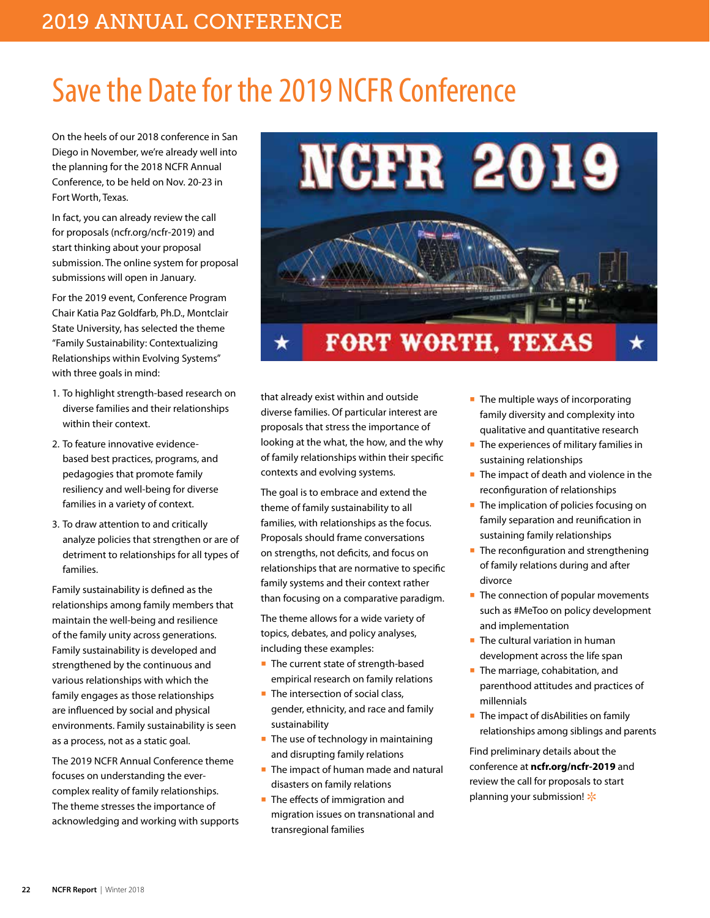# Save the Date for the 2019 NCFR Conference

On the heels of our 2018 conference in San Diego in November, we're already well into the planning for the 2018 NCFR Annual Conference, to be held on Nov. 20-23 in Fort Worth, Texas.

In fact, you can already review the call for proposals (ncfr.org/ncfr-2019) and start thinking about your proposal submission. The online system for proposal submissions will open in January.

For the 2019 event, Conference Program Chair Katia Paz Goldfarb, Ph.D., Montclair State University, has selected the theme "Family Sustainability: Contextualizing Relationships within Evolving Systems" with three goals in mind:

1. To highlight strength-based research on diverse families and their relationships within their context.
2. To feature innovative evidence-based best practices, programs, and pedagogies that promote family resiliency and well-being for diverse families in a variety of context.
3. To draw attention to and critically analyze policies that strengthen or are of detriment to relationships for all types of families.

Family sustainability is defined as the relationships among family members that maintain the well-being and resilience of the family unity across generations. Family sustainability is developed and strengthened by the continuous and various relationships with which the family engages as those relationships are influenced by social and physical environments. Family sustainability is seen as a process, not as a static goal.

The 2019 NCFR Annual Conference theme focuses on understanding the ever-complex reality of family relationships. The theme stresses the importance of acknowledging and working with supports that already exist within and outside diverse families. Of particular interest are proposals that stress the importance of looking at the what, the how, and the why of family relationships within their specific contexts and evolving systems.

The goal is to embrace and extend the theme of family sustainability to all families, with relationships as the focus. Proposals should frame conversations on strengths, not deficits, and focus on relationships that are normative to specific family systems and their context rather than focusing on a comparative paradigm.

The theme allows for a wide variety of topics, debates, and policy analyses, including these examples:

- The current state of strength-based empirical research on family relations
- The intersection of social class, gender, ethnicity, and race and family sustainability
- The use of technology in maintaining and disrupting family relations
- The impact of human made and natural disasters on family relations
- The effects of immigration and migration issues on transnational and transregional families
- The multiple ways of incorporating family diversity and complexity into qualitative and quantitative research
- The experiences of military families in sustaining relationships
- The impact of death and violence in the reconfiguration of relationships
- The implication of policies focusing on family separation and reunification in sustaining family relationships
- The reconfiguration and strengthening of family relations during and after divorce
- The connection of popular movements such as #MeToo on policy development and implementation
- The cultural variation in human development across the life span
- The marriage, cohabitation, and parenthood attitudes and practices of millennials
- The impact of disAbilities on family relationships among siblings and parents

Find preliminary details about the conference at **ncfr.org/ncfr-2019** and review the call for proposals to start planning your submission!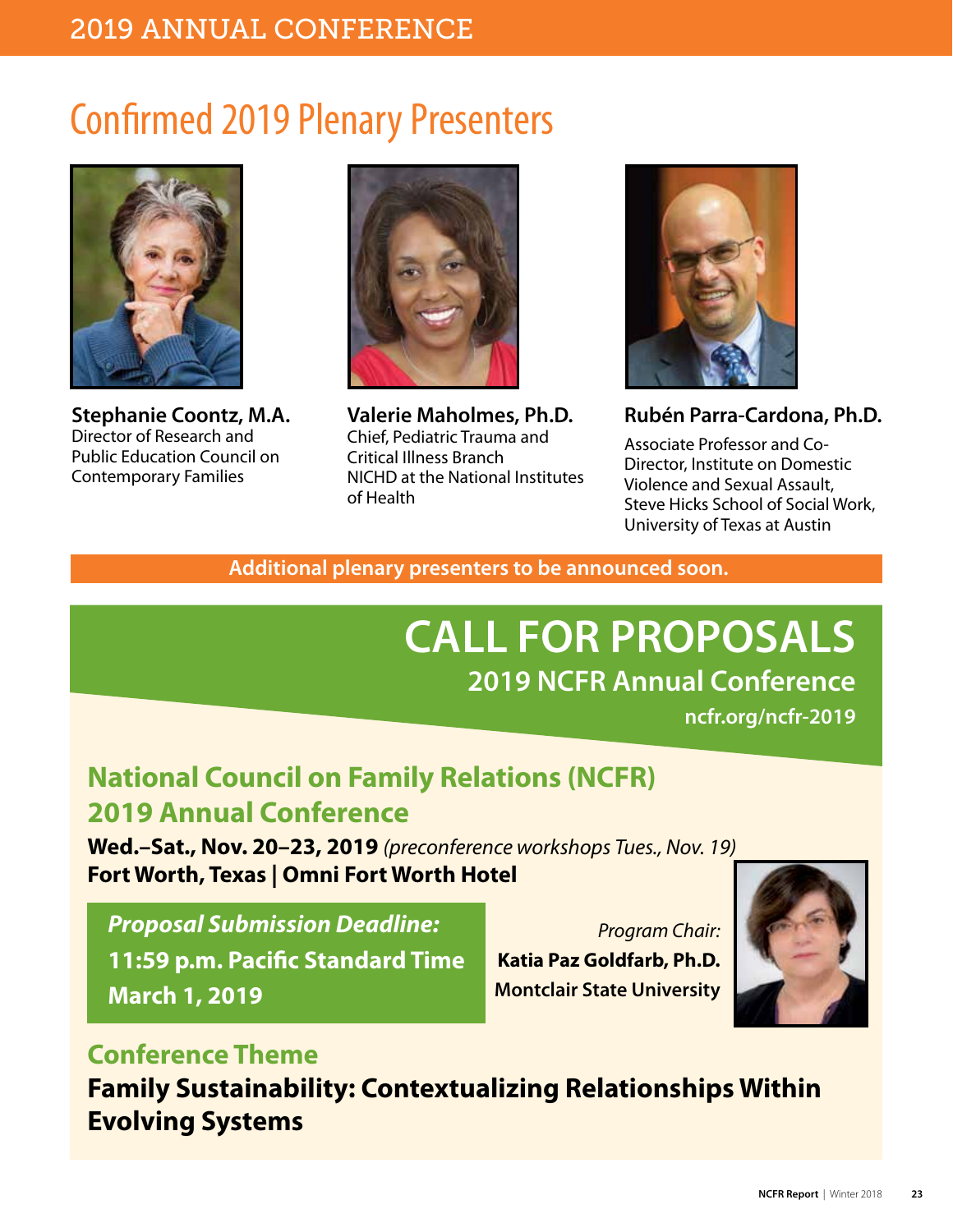# Confirmed 2019 Plenary Presenters

**Stephanie Coontz, M.A.**
Director of Research and Public Education Council on Contemporary Families

**Valerie Maholmes, Ph.D.**
Chief, Pediatric Trauma and Critical Illness Branch
NICHD at the National Institutes of Health

**Rubén Parra-Cardona, Ph.D.**
Associate Professor and Co-Director, Institute on Domestic Violence and Sexual Assault, Steve Hicks School of Social Work, University of Texas at Austin

**Additional plenary presenters to be announced soon.**

# CALL FOR PROPOSALS

## 2019 NCFR Annual Conference

**ncfr.org/ncfr-2019**

## National Council on Family Relations (NCFR) 2019 Annual Conference

**Wed.–Sat., Nov. 20–23, 2019** *(preconference workshops Tues., Nov. 19)*
**Fort Worth, Texas | Omni Fort Worth Hotel**

***Proposal Submission Deadline:***
**11:59 p.m. Pacific Standard Time**
**March 1, 2019**

*Program Chair:*
**Katia Paz Goldfarb, Ph.D.**
**Montclair State University**

## Conference Theme

**Family Sustainability: Contextualizing Relationships Within Evolving Systems**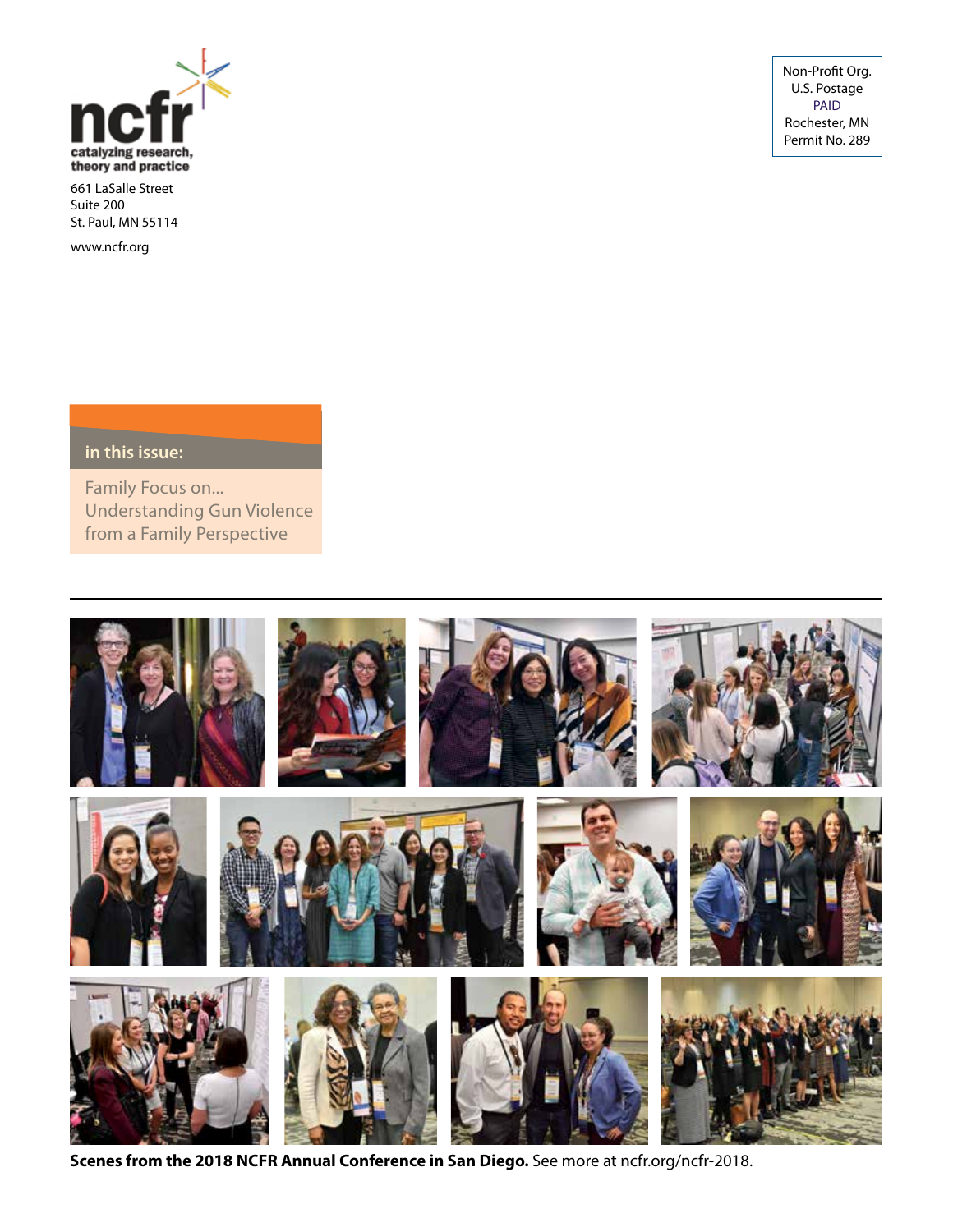ncfr

catalyzing research, theory and practice

661 LaSalle Street
Suite 200
St. Paul, MN 55114

www.ncfr.org

Non-Profit Org.
U.S. Postage
PAID
Rochester, MN
Permit No. 289

**in this issue:**

Family Focus on...
Understanding Gun Violence from a Family Perspective

**Scenes from the 2018 NCFR Annual Conference in San Diego.** See more at ncfr.org/ncfr-2018.